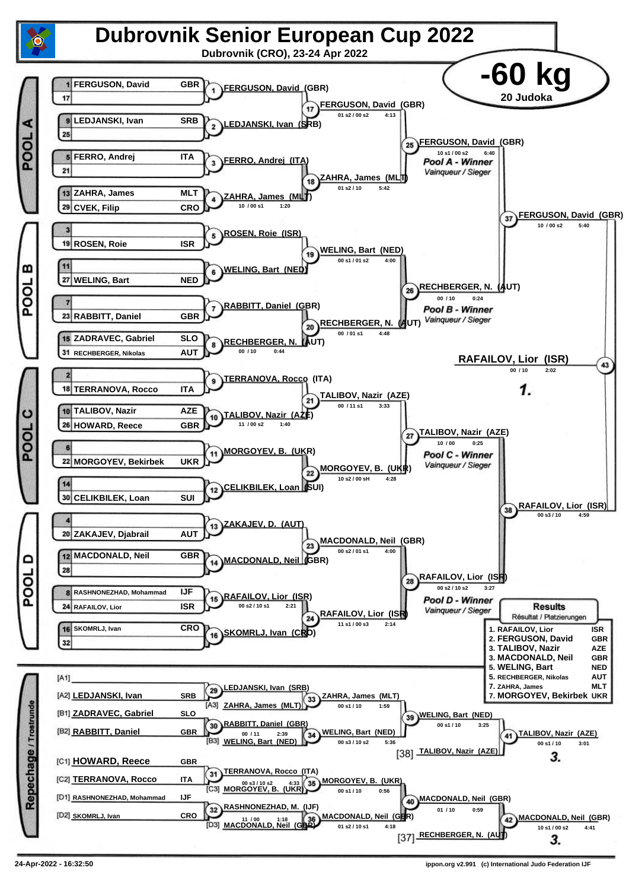# Dubrovnik Senior European Cup 2022

**Dubrovnik (CRO), 23-24 Apr 2022**

## -60 kg

**20 Judoka**

### POOL A

| Seed | Name | Nation |
|---|---|---|
| 1 | FERGUSON, David | GBR |
| 17 | | |
| 9 | LEDJANSKI, Ivan | SRB |
| 25 | | |
| 5 | FERRO, Andrej | ITA |
| 21 | | |
| 13 | ZAHRA, James | MLT |
| 29 | CVEK, Filip | CRO |

- 1: FERGUSON, David (GBR)
- 2: LEDJANSKI, Ivan (SRB)
- 3: FERRO, Andrej (ITA)
- 4: ZAHRA, James (MLT) — 10 / 00 s1 — 1:20
- 17: FERGUSON, David (GBR) — 01 s2 / 00 s2 — 4:13
- 18: ZAHRA, James (MLT) — 01 s2 / 10 — 5:42
- 25: FERGUSON, David (GBR) — 10 s1 / 00 s2 — 6:40 — *Pool A - Winner / Vainqueur / Sieger*

### POOL B

| Seed | Name | Nation |
|---|---|---|
| 3 | | |
| 19 | ROSEN, Roie | ISR |
| 11 | | |
| 27 | WELING, Bart | NED |
| 7 | | |
| 23 | RABBITT, Daniel | GBR |
| 15 | ZADRAVEC, Gabriel | SLO |
| 31 | RECHBERGER, Nikolas | AUT |

- 5: ROSEN, Roie (ISR)
- 6: WELING, Bart (NED)
- 7: RABBITT, Daniel (GBR)
- 8: RECHBERGER, N. (AUT) — 00 / 10 — 0:44
- 19: WELING, Bart (NED) — 00 s1 / 01 s2 — 4:00
- 20: RECHBERGER, N. (AUT) — 00 / 01 s1 — 4:48
- 26: RECHBERGER, N. (AUT) — 00 / 10 — 0:24 — *Pool B - Winner / Vainqueur / Sieger*

- 37: FERGUSON, David (GBR) — 10 / 00 s2 — 5:40

### POOL C

| Seed | Name | Nation |
|---|---|---|
| 2 | | |
| 18 | TERRANOVA, Rocco | ITA |
| 10 | TALIBOV, Nazir | AZE |
| 26 | HOWARD, Reece | GBR |
| 6 | | |
| 22 | MORGOYEV, Bekirbek | UKR |
| 14 | | |
| 30 | CELIKBILEK, Loan | SUI |

- 9: TERRANOVA, Rocco (ITA)
- 10: TALIBOV, Nazir (AZE) — 11 / 00 s2 — 1:40
- 11: MORGOYEV, B. (UKR)
- 12: CELIKBILEK, Loan (SUI)
- 21: TALIBOV, Nazir (AZE) — 00 / 11 s1 — 3:33
- 22: MORGOYEV, B. (UKR) — 10 s2 / 00 sH — 4:28
- 27: TALIBOV, Nazir (AZE) — 10 / 00 — 0:25 — *Pool C - Winner / Vainqueur / Sieger*

### POOL D

| Seed | Name | Nation |
|---|---|---|
| 4 | | |
| 20 | ZAKAJEV, Djabrail | AUT |
| 12 | MACDONALD, Neil | GBR |
| 28 | | |
| 8 | RASHNONEZHAD, Mohammad | IJF |
| 24 | RAFAILOV, Lior | ISR |
| 16 | SKOMRLJ, Ivan | CRO |
| 32 | | |

- 13: ZAKAJEV, D. (AUT)
- 14: MACDONALD, Neil (GBR)
- 15: RAFAILOV, Lior (ISR) — 00 s2 / 10 s1 — 2:21
- 16: SKOMRLJ, Ivan (CRO)
- 23: MACDONALD, Neil (GBR) — 00 s2 / 01 s1 — 4:00
- 24: RAFAILOV, Lior (ISR) — 11 s1 / 00 s3 — 2:14
- 28: RAFAILOV, Lior (ISR) — 00 s2 / 10 s2 — 3:27 — *Pool D - Winner / Vainqueur / Sieger*

- 38: RAFAILOV, Lior (ISR) — 00 s3 / 10 — 4:59

### Final

- 43: **RAFAILOV, Lior (ISR)** — 00 / 10 — 2:02 — **1.**

### Repechage / Trostrunde

- [A1]
- [A2] LEDJANSKI, Ivan — SRB
- [B1] ZADRAVEC, Gabriel — SLO
- [B2] RABBITT, Daniel — GBR
- [C1] HOWARD, Reece — GBR
- [C2] TERRANOVA, Rocco — ITA
- [D1] RASHNONEZHAD, Mohammad — IJF
- [D2] SKOMRLJ, Ivan — CRO

- 29: LEDJANSKI, Ivan (SRB)
- 33: ZAHRA, James (MLT) [A3] — 00 s1 / 10 — 1:59
- 30: RABBITT, Daniel (GBR) — 00 / 11 — 2:39
- 34: WELING, Bart (NED) [B3] — 00 s3 / 10 s2 — 5:36
- 39: WELING, Bart (NED) — 00 s1 / 10 — 3:25
- [38] TALIBOV, Nazir (AZE)
- 41: TALIBOV, Nazir (AZE) — 00 s1 / 10 — 3:01 — **3.**
- 31: TERRANOVA, Rocco (ITA) — 00 s3 / 10 s2 — 4:33
- 35: MORGOYEV, B. (UKR) [C3] — 00 s1 / 10 — 0:56
- 32: RASHNONEZHAD, M. (IJF) — 11 / 00 — 1:18
- 36: MACDONALD, Neil (GBR) [D3] — 01 s2 / 10 s1 — 4:18
- 40: MACDONALD, Neil (GBR) — 01 / 10 — 0:59
- [37] RECHBERGER, N. (AUT)
- 42: MACDONALD, Neil (GBR) — 10 s1 / 00 s2 — 4:41 — **3.**

### Results / Résultat / Platzierungen

| Place | Name | Nation |
|---|---|---|
| 1. | RAFAILOV, Lior | ISR |
| 2. | FERGUSON, David | GBR |
| 3. | TALIBOV, Nazir | AZE |
| 3. | MACDONALD, Neil | GBR |
| 5. | WELING, Bart | NED |
| 5. | RECHBERGER, Nikolas | AUT |
| 7. | ZAHRA, James | MLT |
| 7. | MORGOYEV, Bekirbek | UKR |

24-Apr-2022 - 16:32:50 — ippon.org v2.991 (c) International Judo Federation IJF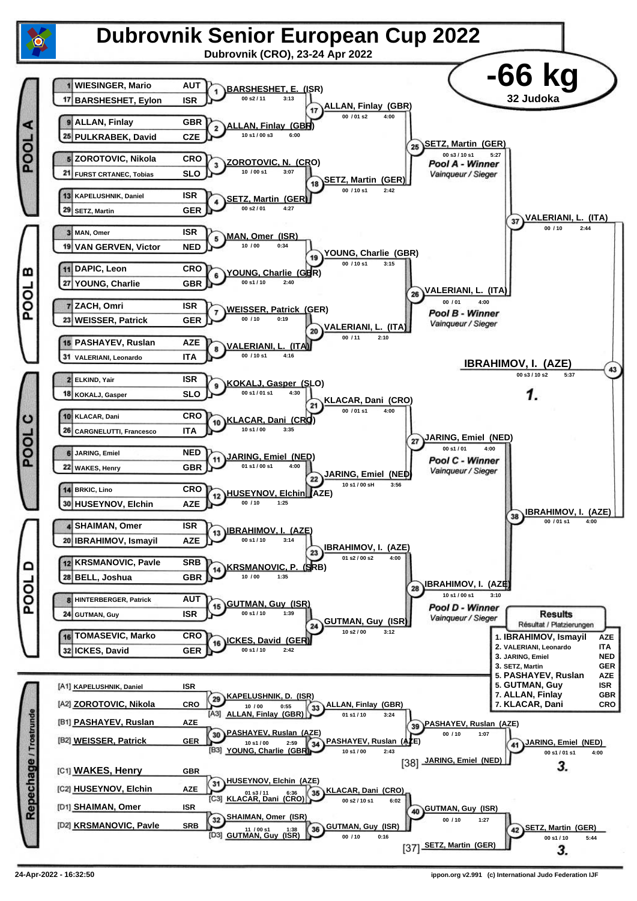# Dubrovnik Senior European Cup 2022

**Dubrovnik (CRO), 23-24 Apr 2022**

## -66 kg

32 Judoka

### POOL A

| Seed | Name | Nation |
|---|---|---|
| 1 | WIESINGER, Mario | AUT |
| 17 | BARSHESHET, Eylon | ISR |
| 9 | ALLAN, Finlay | GBR |
| 25 | PULKRABEK, David | CZE |
| 5 | ZOROTOVIC, Nikola | CRO |
| 21 | FURST CRTANEC, Tobias | SLO |
| 13 | KAPELUSHNIK, Daniel | ISR |
| 29 | SETZ, Martin | GER |

- (1) BARSHESHET, E. (ISR) — 00 s2 / 11 — 3:13
- (2) ALLAN, Finlay (GBR) — 10 s1 / 00 s3 — 6:00
- (3) ZOROTOVIC, N. (CRO) — 10 / 00 s1 — 3:07
- (4) SETZ, Martin (GER) — 00 s2 / 01 — 4:27
- (17) ALLAN, Finlay (GBR) — 00 / 01 s2 — 4:00
- (18) SETZ, Martin (GER) — 00 / 10 s1 — 2:42
- (25) SETZ, Martin (GER) — 00 s3 / 10 s1 — 5:27 — *Pool A - Winner* / *Vainqueur / Sieger*

### POOL B

| Seed | Name | Nation |
|---|---|---|
| 3 | MAN, Omer | ISR |
| 19 | VAN GERVEN, Victor | NED |
| 11 | DAPIC, Leon | CRO |
| 27 | YOUNG, Charlie | GBR |
| 7 | ZACH, Omri | ISR |
| 23 | WEISSER, Patrick | GER |
| 15 | PASHAYEV, Ruslan | AZE |
| 31 | VALERIANI, Leonardo | ITA |

- (5) MAN, Omer (ISR) — 10 / 00 — 0:34
- (6) YOUNG, Charlie (GBR) — 00 s1 / 10 — 2:40
- (7) WEISSER, Patrick (GER) — 00 / 10 — 0:19
- (8) VALERIANI, L. (ITA) — 00 / 10 s1 — 4:16
- (19) YOUNG, Charlie (GBR) — 00 / 10 s1 — 3:15
- (20) VALERIANI, L. (ITA) — 00 / 11 — 2:10
- (26) VALERIANI, L. (ITA) — 00 / 01 — 4:00 — *Pool B - Winner* / *Vainqueur / Sieger*
- (37) VALERIANI, L. (ITA) — 00 / 10 — 2:44

### POOL C

| Seed | Name | Nation |
|---|---|---|
| 2 | ELKIND, Yair | ISR |
| 18 | KOKALJ, Gasper | SLO |
| 10 | KLACAR, Dani | CRO |
| 26 | CARGNELUTTI, Francesco | ITA |
| 6 | JARING, Emiel | NED |
| 22 | WAKES, Henry | GBR |
| 14 | BRKIC, Lino | CRO |
| 30 | HUSEYNOV, Elchin | AZE |

- (9) KOKALJ, Gasper (SLO) — 00 s1 / 01 s1 — 4:30
- (10) KLACAR, Dani (CRO) — 10 s1 / 00 — 3:35
- (11) JARING, Emiel (NED) — 01 s1 / 00 s1 — 4:00
- (12) HUSEYNOV, Elchin (AZE) — 00 / 10 — 1:25
- (21) KLACAR, Dani (CRO) — 00 / 01 s1 — 4:00
- (22) JARING, Emiel (NED) — 10 s1 / 00 sH — 3:56
- (27) JARING, Emiel (NED) — 00 s1 / 01 — 4:00 — *Pool C - Winner* / *Vainqueur / Sieger*

### POOL D

| Seed | Name | Nation |
|---|---|---|
| 4 | SHAIMAN, Omer | ISR |
| 20 | IBRAHIMOV, Ismayil | AZE |
| 12 | KRSMANOVIC, Pavle | SRB |
| 28 | BELL, Joshua | GBR |
| 8 | HINTERBERGER, Patrick | AUT |
| 24 | GUTMAN, Guy | ISR |
| 16 | TOMASEVIC, Marko | CRO |
| 32 | ICKES, David | GER |

- (13) IBRAHIMOV, I. (AZE) — 00 s1 / 10 — 3:14
- (14) KRSMANOVIC, P. (SRB) — 10 / 00 — 1:35
- (15) GUTMAN, Guy (ISR) — 00 s1 / 10 — 1:39
- (16) ICKES, David (GER) — 00 s1 / 10 — 2:42
- (23) IBRAHIMOV, I. (AZE) — 01 s2 / 00 s2 — 4:00
- (24) GUTMAN, Guy (ISR) — 10 s2 / 00 — 3:12
- (28) IBRAHIMOV, I. (AZE) — 10 s1 / 00 s1 — 3:10 — *Pool D - Winner* / *Vainqueur / Sieger*
- (38) IBRAHIMOV, I. (AZE) — 00 / 01 s1 — 4:00

### Final

- (43) IBRAHIMOV, I. (AZE) — 00 s3 / 10 s2 — 5:37 — **1.**

### Repechage / Trostrunde

| | Name | Nation |
|---|---|---|
| [A1] | KAPELUSHNIK, Daniel | ISR |
| [A2] | ZOROTOVIC, Nikola | CRO |
| [B1] | PASHAYEV, Ruslan | AZE |
| [B2] | WEISSER, Patrick | GER |
| [C1] | WAKES, Henry | GBR |
| [C2] | HUSEYNOV, Elchin | AZE |
| [D1] | SHAIMAN, Omer | ISR |
| [D2] | KRSMANOVIC, Pavle | SRB |

- (29) KAPELUSHNIK, D. (ISR) — 10 / 00 — 0:55
- (30) PASHAYEV, Ruslan (AZE) — 10 s1 / 00 — 2:59
- (31) HUSEYNOV, Elchin (AZE) — 01 s3 / 11 — 6:36
- (32) SHAIMAN, Omer (ISR) — 11 / 00 s1 — 1:38
- (33) [A3] ALLAN, Finlay (GBR) vs KAPELUSHNIK → ALLAN, Finlay (GBR) — 01 s1 / 10 — 3:24
- (34) [B3] YOUNG, Charlie (GBR) vs PASHAYEV → PASHAYEV, Ruslan (AZE) — 10 s1 / 00 — 2:43
- (35) [C3] KLACAR, Dani (CRO) vs HUSEYNOV → KLACAR, Dani (CRO) — 00 s2 / 10 s1 — 6:02
- (36) [D3] GUTMAN, Guy (ISR) vs SHAIMAN → GUTMAN, Guy (ISR) — 00 / 10 — 0:16
- (39) PASHAYEV, Ruslan (AZE) — 00 / 10 — 1:07
- (40) GUTMAN, Guy (ISR) — 00 / 10 — 1:27
- (41) [38] JARING, Emiel (NED) → JARING, Emiel (NED) — 00 s1 / 01 s1 — 4:00 — **3.**
- (42) [37] SETZ, Martin (GER) → SETZ, Martin (GER) — 00 s1 / 10 — 5:44 — **3.**

### Results

Résultat / Platzierungen

| Place | Name | Nation |
|---|---|---|
| 1. | IBRAHIMOV, Ismayil | AZE |
| 2. | VALERIANI, Leonardo | ITA |
| 3. | JARING, Emiel | NED |
| 3. | SETZ, Martin | GER |
| 5. | PASHAYEV, Ruslan | AZE |
| 5. | GUTMAN, Guy | ISR |
| 7. | ALLAN, Finlay | GBR |
| 7. | KLACAR, Dani | CRO |

24-Apr-2022 - 16:32:50 — ippon.org v2.991 (c) International Judo Federation IJF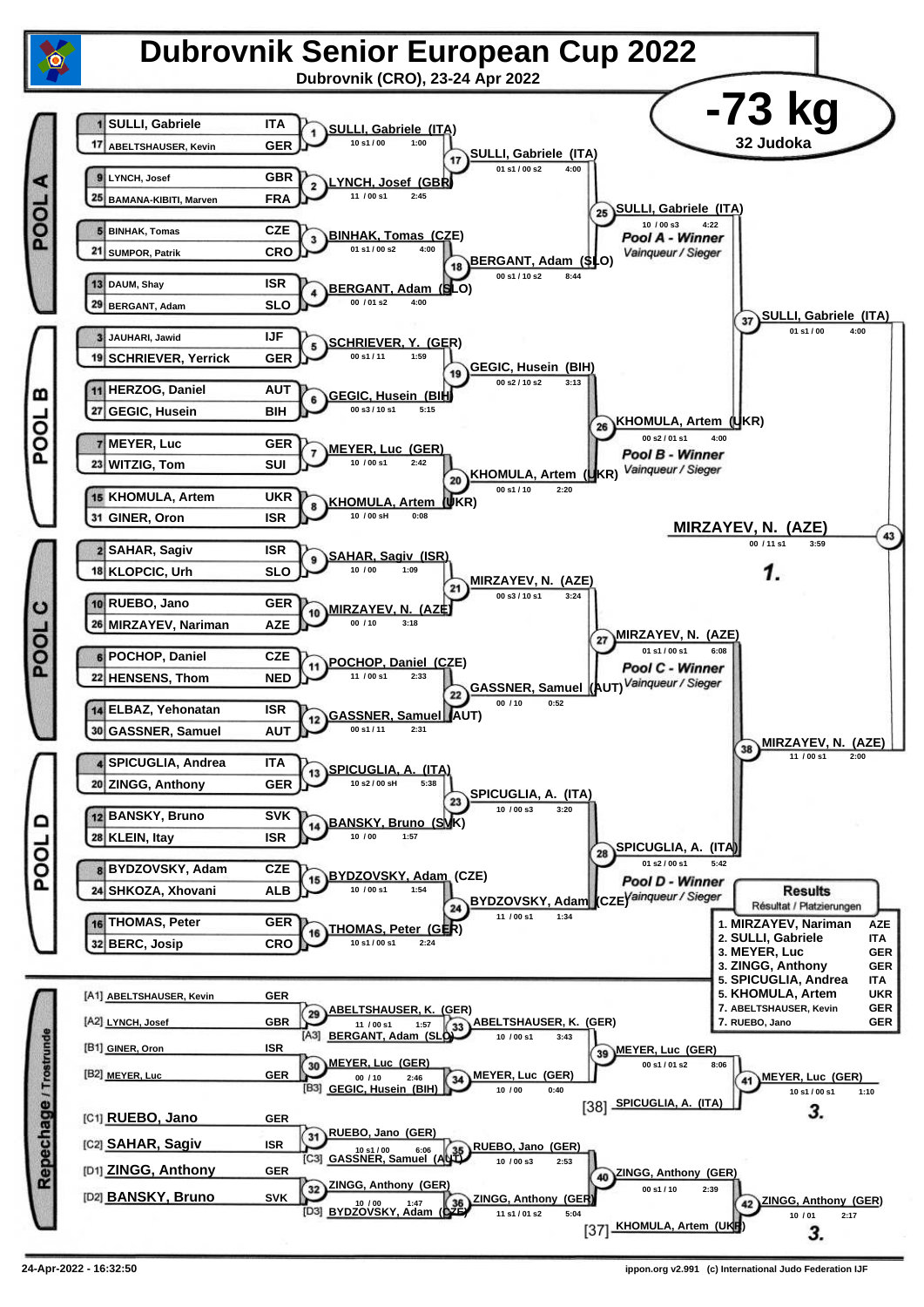# Dubrovnik Senior European Cup 2022

**Dubrovnik (CRO), 23-24 Apr 2022**

## -73 kg

**32 Judoka**

### POOL A

| Seed | Name | Nation |
|---|---|---|
| 1 | SULLI, Gabriele | ITA |
| 17 | ABELTSHAUSER, Kevin | GER |
| 9 | LYNCH, Josef | GBR |
| 25 | BAMANA-KIBITI, Marven | FRA |
| 5 | BINHAK, Tomas | CZE |
| 21 | SUMPOR, Patrik | CRO |
| 13 | DAUM, Shay | ISR |
| 29 | BERGANT, Adam | SLO |

- (1) SULLI, Gabriele (ITA) — 10 s1 / 00 — 1:00
- (2) LYNCH, Josef (GBR) — 11 / 00 s1 — 2:45
- (3) BINHAK, Tomas (CZE) — 01 s1 / 00 s2 — 4:00
- (4) BERGANT, Adam (SLO) — 00 / 01 s2 — 4:00
- (17) SULLI, Gabriele (ITA) — 01 s1 / 00 s2 — 4:00
- (18) BERGANT, Adam (SLO) — 00 s1 / 10 s2 — 8:44
- (25) SULLI, Gabriele (ITA) — 10 / 00 s3 — 4:22 — *Pool A - Winner* / *Vainqueur / Sieger*

### POOL B

| Seed | Name | Nation |
|---|---|---|
| 3 | JAUHARI, Jawid | IJF |
| 19 | SCHRIEVER, Yerrick | GER |
| 11 | HERZOG, Daniel | AUT |
| 27 | GEGIC, Husein | BIH |
| 7 | MEYER, Luc | GER |
| 23 | WITZIG, Tom | SUI |
| 15 | KHOMULA, Artem | UKR |
| 31 | GINER, Oron | ISR |

- (5) SCHRIEVER, Y. (GER) — 00 s1 / 11 — 1:59
- (6) GEGIC, Husein (BIH) — 00 s3 / 10 s1 — 5:15
- (7) MEYER, Luc (GER) — 10 / 00 s1 — 2:42
- (8) KHOMULA, Artem (UKR) — 10 / 00 sH — 0:08
- (19) GEGIC, Husein (BIH) — 00 s2 / 10 s2 — 3:13
- (20) KHOMULA, Artem (UKR) — 00 s1 / 10 — 2:20
- (26) KHOMULA, Artem (UKR) — 00 s2 / 01 s1 — 4:00 — *Pool B - Winner* / *Vainqueur / Sieger*

(37) SULLI, Gabriele (ITA) — 01 s1 / 00 — 4:00

### POOL C

| Seed | Name | Nation |
|---|---|---|
| 2 | SAHAR, Sagiv | ISR |
| 18 | KLOPCIC, Urh | SLO |
| 10 | RUEBO, Jano | GER |
| 26 | MIRZAYEV, Nariman | AZE |
| 6 | POCHOP, Daniel | CZE |
| 22 | HENSENS, Thom | NED |
| 14 | ELBAZ, Yehonatan | ISR |
| 30 | GASSNER, Samuel | AUT |

- (9) SAHAR, Sagiv (ISR) — 10 / 00 — 1:09
- (10) MIRZAYEV, N. (AZE) — 00 / 10 — 3:18
- (11) POCHOP, Daniel (CZE) — 11 / 00 s1 — 2:33
- (12) GASSNER, Samuel (AUT) — 00 s1 / 11 — 2:31
- (21) MIRZAYEV, N. (AZE) — 00 s3 / 10 s1 — 3:24
- (22) GASSNER, Samuel (AUT) — 00 / 10 — 0:52
- (27) MIRZAYEV, N. (AZE) — 01 s1 / 00 s1 — 6:08 — *Pool C - Winner* / *Vainqueur / Sieger*

### POOL D

| Seed | Name | Nation |
|---|---|---|
| 4 | SPICUGLIA, Andrea | ITA |
| 20 | ZINGG, Anthony | GER |
| 12 | BANSKY, Bruno | SVK |
| 28 | KLEIN, Itay | ISR |
| 8 | BYDZOVSKY, Adam | CZE |
| 24 | SHKOZA, Xhovani | ALB |
| 16 | THOMAS, Peter | GER |
| 32 | BERC, Josip | CRO |

- (13) SPICUGLIA, A. (ITA) — 10 s2 / 00 sH — 5:38
- (14) BANSKY, Bruno (SVK) — 10 / 00 — 1:57
- (15) BYDZOVSKY, Adam (CZE) — 10 / 00 s1 — 1:54
- (16) THOMAS, Peter (GER) — 10 s1 / 00 s1 — 2:24
- (23) SPICUGLIA, A. (ITA) — 10 / 00 s3 — 3:20
- (24) BYDZOVSKY, Adam (CZE) — 11 / 00 s1 — 1:34
- (28) SPICUGLIA, A. (ITA) — 01 s2 / 00 s1 — 5:42 — *Pool D - Winner* / *Vainqueur / Sieger*

(38) MIRZAYEV, N. (AZE) — 11 / 00 s1 — 2:00

### Final

(43) MIRZAYEV, N. (AZE) — 00 / 11 s1 — 3:59 — **1.**

### Repechage / Trostrunde

| | Name | Nation |
|---|---|---|
| [A1] | ABELTSHAUSER, Kevin | GER |
| [A2] | LYNCH, Josef | GBR |
| [B1] | GINER, Oron | ISR |
| [B2] | MEYER, Luc | GER |
| [C1] | RUEBO, Jano | GER |
| [C2] | SAHAR, Sagiv | ISR |
| [D1] | ZINGG, Anthony | GER |
| [D2] | BANSKY, Bruno | SVK |

- (29) ABELTSHAUSER, K. (GER) — 11 / 00 s1 — 1:57
- (33) ABELTSHAUSER, K. (GER) vs [A3] BERGANT, Adam (SLO) — 10 / 00 s1 — 3:43
- (30) MEYER, Luc (GER) — 00 / 10 — 2:46
- (34) MEYER, Luc (GER) vs [B3] GEGIC, Husein (BIH) — 10 / 00 — 0:40
- (39) MEYER, Luc (GER) — 00 s1 / 01 s2 — 8:06
- (41) MEYER, Luc (GER) vs [38] SPICUGLIA, A. (ITA) — 10 s1 / 00 s1 — 1:10 — **3.**
- (31) RUEBO, Jano (GER) — 10 s1 / 00 — 6:06
- (35) RUEBO, Jano (GER) vs [C3] GASSNER, Samuel (AUT) — 10 / 00 s3 — 2:53
- (32) ZINGG, Anthony (GER) — 10 / 00 — 1:47
- (36) ZINGG, Anthony (GER) vs [D3] BYDZOVSKY, Adam (CZE) — 11 s1 / 01 s2 — 5:04
- (40) ZINGG, Anthony (GER) — 00 s1 / 10 — 2:39
- (42) ZINGG, Anthony (GER) vs [37] KHOMULA, Artem (UKR) — 10 / 01 — 2:17 — **3.**

### Results

Résultat / Platzierungen

| Place | Name | Nation |
|---|---|---|
| 1. | MIRZAYEV, Nariman | AZE |
| 2. | SULLI, Gabriele | ITA |
| 3. | MEYER, Luc | GER |
| 3. | ZINGG, Anthony | GER |
| 5. | SPICUGLIA, Andrea | ITA |
| 5. | KHOMULA, Artem | UKR |
| 7. | ABELTSHAUSER, Kevin | GER |
| 7. | RUEBO, Jano | GER |

24-Apr-2022 - 16:32:50

ippon.org v2.991 (c) International Judo Federation IJF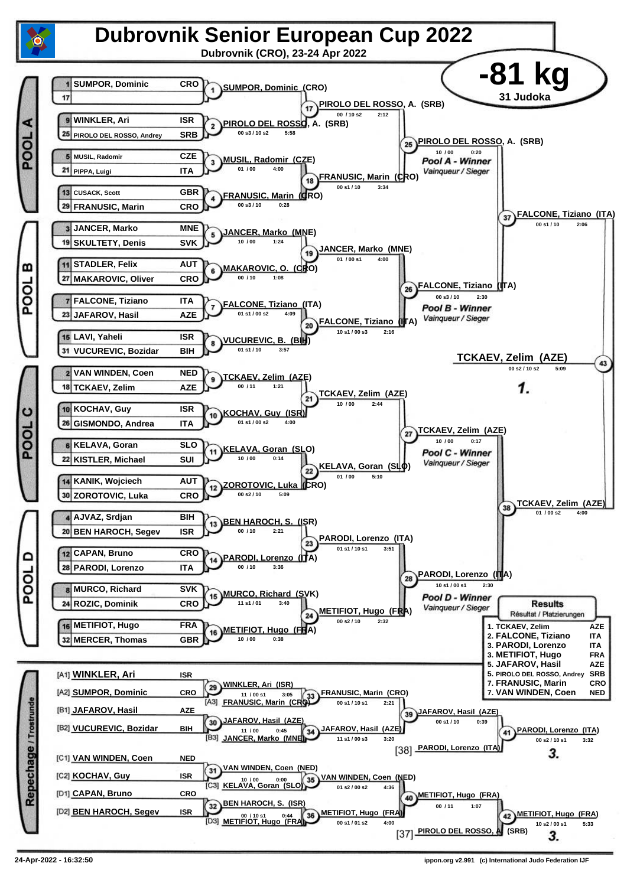# Dubrovnik Senior European Cup 2022

**Dubrovnik (CRO), 23-24 Apr 2022**

## -81 kg

31 Judoka

### POOL A

| Seed | Name | Country |
|---|---|---|
| 1 | SUMPOR, Dominic | CRO |
| 17 | | |
| 9 | WINKLER, Ari | ISR |
| 25 | PIROLO DEL ROSSO, Andrey | SRB |
| 5 | MUSIL, Radomir | CZE |
| 21 | PIPPA, Luigi | ITA |
| 13 | CUSACK, Scott | GBR |
| 29 | FRANUSIC, Marin | CRO |

- Contest 1: SUMPOR, Dominic (CRO)
- Contest 2: PIROLO DEL ROSSO, A. (SRB) — 00 s3 / 10 s2 — 5:58
- Contest 3: MUSIL, Radomir (CZE) — 01 / 00 — 4:00
- Contest 4: FRANUSIC, Marin (CRO) — 00 s3 / 10 — 0:28
- Contest 17: PIROLO DEL ROSSO, A. (SRB) — 00 / 10 s2 — 2:12
- Contest 18: FRANUSIC, Marin (CRO) — 00 s1 / 10 — 3:34
- Contest 25: PIROLO DEL ROSSO, A. (SRB) — 10 / 00 — 0:20

*Pool A - Winner* / *Vainqueur / Sieger*

### POOL B

| Seed | Name | Country |
|---|---|---|
| 3 | JANCER, Marko | MNE |
| 19 | SKULTETY, Denis | SVK |
| 11 | STADLER, Felix | AUT |
| 27 | MAKAROVIC, Oliver | CRO |
| 7 | FALCONE, Tiziano | ITA |
| 23 | JAFAROV, Hasil | AZE |
| 15 | LAVI, Yaheli | ISR |
| 31 | VUCUREVIC, Bozidar | BIH |

- Contest 5: JANCER, Marko (MNE) — 10 / 00 — 1:24
- Contest 6: MAKAROVIC, O. (CRO) — 00 / 10 — 1:08
- Contest 7: FALCONE, Tiziano (ITA) — 01 s1 / 00 s2 — 4:09
- Contest 8: VUCUREVIC, B. (BIH) — 01 s1 / 10 — 3:57
- Contest 19: JANCER, Marko (MNE) — 01 / 00 s1 — 4:00
- Contest 20: FALCONE, Tiziano (ITA) — 10 s1 / 00 s3 — 2:16
- Contest 26: FALCONE, Tiziano (ITA) — 00 s3 / 10 — 2:30

*Pool B - Winner* / *Vainqueur / Sieger*

- Contest 37: FALCONE, Tiziano (ITA) — 00 s1 / 10 — 2:06

### POOL C

| Seed | Name | Country |
|---|---|---|
| 2 | VAN WINDEN, Coen | NED |
| 18 | TCKAEV, Zelim | AZE |
| 10 | KOCHAV, Guy | ISR |
| 26 | GISMONDO, Andrea | ITA |
| 6 | KELAVA, Goran | SLO |
| 22 | KISTLER, Michael | SUI |
| 14 | KANIK, Wojciech | AUT |
| 30 | ZOROTOVIC, Luka | CRO |

- Contest 9: TCKAEV, Zelim (AZE) — 00 / 11 — 1:21
- Contest 10: KOCHAV, Guy (ISR) — 01 s1 / 00 s2 — 4:00
- Contest 11: KELAVA, Goran (SLO) — 10 / 00 — 0:14
- Contest 12: ZOROTOVIC, Luka (CRO) — 00 s2 / 10 — 5:09
- Contest 21: TCKAEV, Zelim (AZE) — 10 / 00 — 2:44
- Contest 22: KELAVA, Goran (SLO) — 01 / 00 — 5:10
- Contest 27: TCKAEV, Zelim (AZE) — 10 / 00 — 0:17

*Pool C - Winner* / *Vainqueur / Sieger*

### POOL D

| Seed | Name | Country |
|---|---|---|
| 4 | AJVAZ, Srdjan | BIH |
| 20 | BEN HAROCH, Segev | ISR |
| 12 | CAPAN, Bruno | CRO |
| 28 | PARODI, Lorenzo | ITA |
| 8 | MURCO, Richard | SVK |
| 24 | ROZIC, Dominik | CRO |
| 16 | METIFIOT, Hugo | FRA |
| 32 | MERCER, Thomas | GBR |

- Contest 13: BEN HAROCH, S. (ISR) — 00 / 10 — 2:21
- Contest 14: PARODI, Lorenzo (ITA) — 00 / 10 — 3:36
- Contest 15: MURCO, Richard (SVK) — 11 s1 / 01 — 3:40
- Contest 16: METIFIOT, Hugo (FRA) — 10 / 00 — 0:38
- Contest 23: PARODI, Lorenzo (ITA) — 01 s1 / 10 s1 — 3:51
- Contest 24: METIFIOT, Hugo (FRA) — 00 s2 / 10 — 2:32
- Contest 28: PARODI, Lorenzo (ITA) — 10 s1 / 00 s1 — 2:30

*Pool D - Winner* / *Vainqueur / Sieger*

- Contest 38: TCKAEV, Zelim (AZE) — 01 / 00 s2 — 4:00

### Final

- Contest 43: TCKAEV, Zelim (AZE) — 00 s2 / 10 s2 — 5:09 — **1.**

### Repechage / Trostrunde

| Position | Name | Country |
|---|---|---|
| [A1] | WINKLER, Ari | ISR |
| [A2] | SUMPOR, Dominic | CRO |
| [B1] | JAFAROV, Hasil | AZE |
| [B2] | VUCUREVIC, Bozidar | BIH |
| [C1] | VAN WINDEN, Coen | NED |
| [C2] | KOCHAV, Guy | ISR |
| [D1] | CAPAN, Bruno | CRO |
| [D2] | BEN HAROCH, Segev | ISR |

- Contest 29: WINKLER, Ari (ISR) — 11 / 00 s1 — 3:05
- Contest 33: [A3] FRANUSIC, Marin (CRO) vs WINKLER — FRANUSIC, Marin (CRO) — 00 s1 / 10 s1 — 2:21
- Contest 30: JAFAROV, Hasil (AZE) — 11 / 00 — 0:45
- Contest 34: [B3] JANCER, Marko (MNE) vs JAFAROV — JAFAROV, Hasil (AZE) — 11 s1 / 00 s3 — 3:20
- Contest 39: JAFAROV, Hasil (AZE) — 00 s1 / 10 — 0:39
- Contest 41: [38] PARODI, Lorenzo (ITA) — PARODI, Lorenzo (ITA) — 00 s2 / 10 s1 — 3:32 — **3.**
- Contest 31: VAN WINDEN, Coen (NED) — 10 / 00 — 0:00
- Contest 35: [C3] KELAVA, Goran (SLO) vs VAN WINDEN — VAN WINDEN, Coen (NED) — 01 s2 / 00 s2 — 4:36
- Contest 32: BEN HAROCH, S. (ISR) — 00 / 10 s1 — 0:44
- Contest 36: [D3] METIFIOT, Hugo (FRA) vs BEN HAROCH — METIFIOT, Hugo (FRA) — 00 s1 / 01 s2 — 4:00
- Contest 40: METIFIOT, Hugo (FRA) — 00 / 11 — 1:07
- Contest 42: [37] PIROLO DEL ROSSO, A. (SRB) — METIFIOT, Hugo (FRA) — 10 s2 / 00 s1 — 5:33 — **3.**

### Results / Résultat / Platzierungen

| Place | Name | Country |
|---|---|---|
| 1. | TCKAEV, Zelim | AZE |
| 2. | FALCONE, Tiziano | ITA |
| 3. | PARODI, Lorenzo | ITA |
| 3. | METIFIOT, Hugo | FRA |
| 5. | JAFAROV, Hasil | AZE |
| 5. | PIROLO DEL ROSSO, Andrey | SRB |
| 7. | FRANUSIC, Marin | CRO |
| 7. | VAN WINDEN, Coen | NED |

24-Apr-2022 - 16:32:50

ippon.org v2.991 (c) International Judo Federation IJF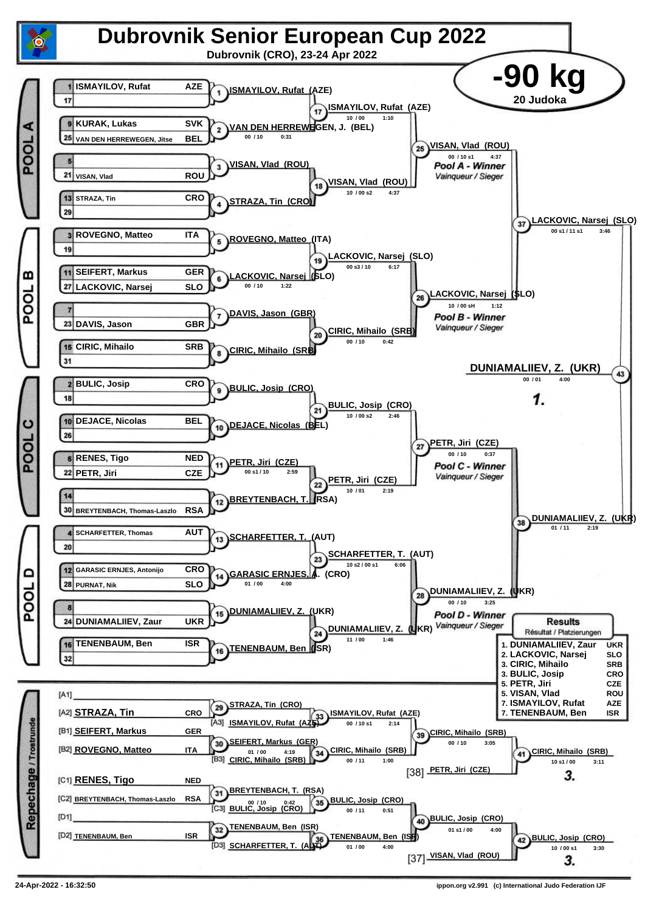# Dubrovnik Senior European Cup 2022

**Dubrovnik (CRO), 23-24 Apr 2022**

## -90 kg

**20 Judoka**

### POOL A

| Seed | Name | Country |
|---|---|---|
| 1 | ISMAYILOV, Rufat | AZE |
| 17 | | |
| 9 | KURAK, Lukas | SVK |
| 25 | VAN DEN HERREWEGEN, Jitse | BEL |
| 5 | | |
| 21 | VISAN, Vlad | ROU |
| 13 | STRAZA, Tin | CRO |
| 29 | | |

- (1) ISMAYILOV, Rufat (AZE)
- (2) VAN DEN HERREWEGEN, J. (BEL) — 00 / 10 — 0:31
- (3) VISAN, Vlad (ROU)
- (4) STRAZA, Tin (CRO)
- (17) ISMAYILOV, Rufat (AZE) — 10 / 00 — 1:10
- (18) VISAN, Vlad (ROU) — 10 / 00 s2 — 4:37
- (25) VISAN, Vlad (ROU) — 00 / 10 s1 — 4:37 — *Pool A - Winner* / *Vainqueur / Sieger*

### POOL B

| Seed | Name | Country |
|---|---|---|
| 3 | ROVEGNO, Matteo | ITA |
| 19 | | |
| 11 | SEIFERT, Markus | GER |
| 27 | LACKOVIC, Narsej | SLO |
| 7 | | |
| 23 | DAVIS, Jason | GBR |
| 15 | CIRIC, Mihailo | SRB |
| 31 | | |

- (5) ROVEGNO, Matteo (ITA)
- (6) LACKOVIC, Narsej (SLO) — 00 / 10 — 1:22
- (7) DAVIS, Jason (GBR)
- (8) CIRIC, Mihailo (SRB)
- (19) LACKOVIC, Narsej (SLO) — 00 s3 / 10 — 6:17
- (20) CIRIC, Mihailo (SRB) — 00 / 10 — 0:42
- (26) LACKOVIC, Narsej (SLO) — 10 / 00 sH — 1:12 — *Pool B - Winner* / *Vainqueur / Sieger*

(37) LACKOVIC, Narsej (SLO) — 00 s1 / 11 s1 — 3:46

### POOL C

| Seed | Name | Country |
|---|---|---|
| 2 | BULIC, Josip | CRO |
| 18 | | |
| 10 | DEJACE, Nicolas | BEL |
| 26 | | |
| 6 | RENES, Tigo | NED |
| 22 | PETR, Jiri | CZE |
| 14 | | |
| 30 | BREYTENBACH, Thomas-Laszlo | RSA |

- (9) BULIC, Josip (CRO)
- (10) DEJACE, Nicolas (BEL)
- (11) PETR, Jiri (CZE) — 00 s1 / 10 — 2:59
- (12) BREYTENBACH, T. (RSA)
- (21) BULIC, Josip (CRO) — 10 / 00 s2 — 2:46
- (22) PETR, Jiri (CZE) — 10 / 01 — 2:19
- (27) PETR, Jiri (CZE) — 00 / 10 — 0:37 — *Pool C - Winner* / *Vainqueur / Sieger*

### POOL D

| Seed | Name | Country |
|---|---|---|
| 4 | SCHARFETTER, Thomas | AUT |
| 20 | | |
| 12 | GARASIC ERNJES, Antonijo | CRO |
| 28 | PURNAT, Nik | SLO |
| 8 | | |
| 24 | DUNIAMALIIEV, Zaur | UKR |
| 16 | TENENBAUM, Ben | ISR |
| 32 | | |

- (13) SCHARFETTER, T. (AUT)
- (14) GARASIC ERNJES, A. (CRO) — 01 / 00 — 4:00
- (15) DUNIAMALIIEV, Z. (UKR)
- (16) TENENBAUM, Ben (ISR)
- (23) SCHARFETTER, T. (AUT) — 10 s2 / 00 s1 — 6:06
- (24) DUNIAMALIIEV, Z. (UKR) — 11 / 00 — 1:46
- (28) DUNIAMALIIEV, Z. (UKR) — 00 / 10 — 3:25 — *Pool D - Winner* / *Vainqueur / Sieger*

(38) DUNIAMALIIEV, Z. (UKR) — 01 / 11 — 2:19

### Final

(43) DUNIAMALIIEV, Z. (UKR) — 00 / 01 — 4:00 — **1.**

### Repechage / Trostrunde

- [A1]
- [A2] STRAZA, Tin — CRO
- [B1] SEIFERT, Markus — GER
- [B2] ROVEGNO, Matteo — ITA
- [C1] RENES, Tigo — NED
- [C2] BREYTENBACH, Thomas-Laszlo — RSA
- [D1]
- [D2] TENENBAUM, Ben — ISR

- (29) STRAZA, Tin (CRO)
- [A3] ISMAYILOV, Rufat (AZE)
- (33) ISMAYILOV, Rufat (AZE) — 00 / 10 s1 — 2:14
- (30) SEIFERT, Markus (GER) — 01 / 00 — 4:19
- [B3] CIRIC, Mihailo (SRB)
- (34) CIRIC, Mihailo (SRB) — 00 / 11 — 1:00
- (39) CIRIC, Mihailo (SRB) — 00 / 10 — 3:05
- [38] PETR, Jiri (CZE)
- (41) CIRIC, Mihailo (SRB) — 10 s1 / 00 — 3:11 — **3.**
- (31) BREYTENBACH, T. (RSA) — 00 / 10 — 0:42
- [C3] BULIC, Josip (CRO)
- (35) BULIC, Josip (CRO) — 00 / 11 — 0:51
- (32) TENENBAUM, Ben (ISR)
- [D3] SCHARFETTER, T. (AUT)
- (36) TENENBAUM, Ben (ISR) — 01 / 00 — 4:00
- (40) BULIC, Josip (CRO) — 01 s1 / 00 — 4:00
- [37] VISAN, Vlad (ROU)
- (42) BULIC, Josip (CRO) — 10 / 00 s1 — 3:30 — **3.**

### Results

Résultat / Platzierungen

| Place | Name | Country |
|---|---|---|
| 1. | DUNIAMALIIEV, Zaur | UKR |
| 2. | LACKOVIC, Narsej | SLO |
| 3. | CIRIC, Mihailo | SRB |
| 3. | BULIC, Josip | CRO |
| 5. | PETR, Jiri | CZE |
| 5. | VISAN, Vlad | ROU |
| 7. | ISMAYILOV, Rufat | AZE |
| 7. | TENENBAUM, Ben | ISR |

24-Apr-2022 - 16:32:50 — ippon.org v2.991 (c) International Judo Federation IJF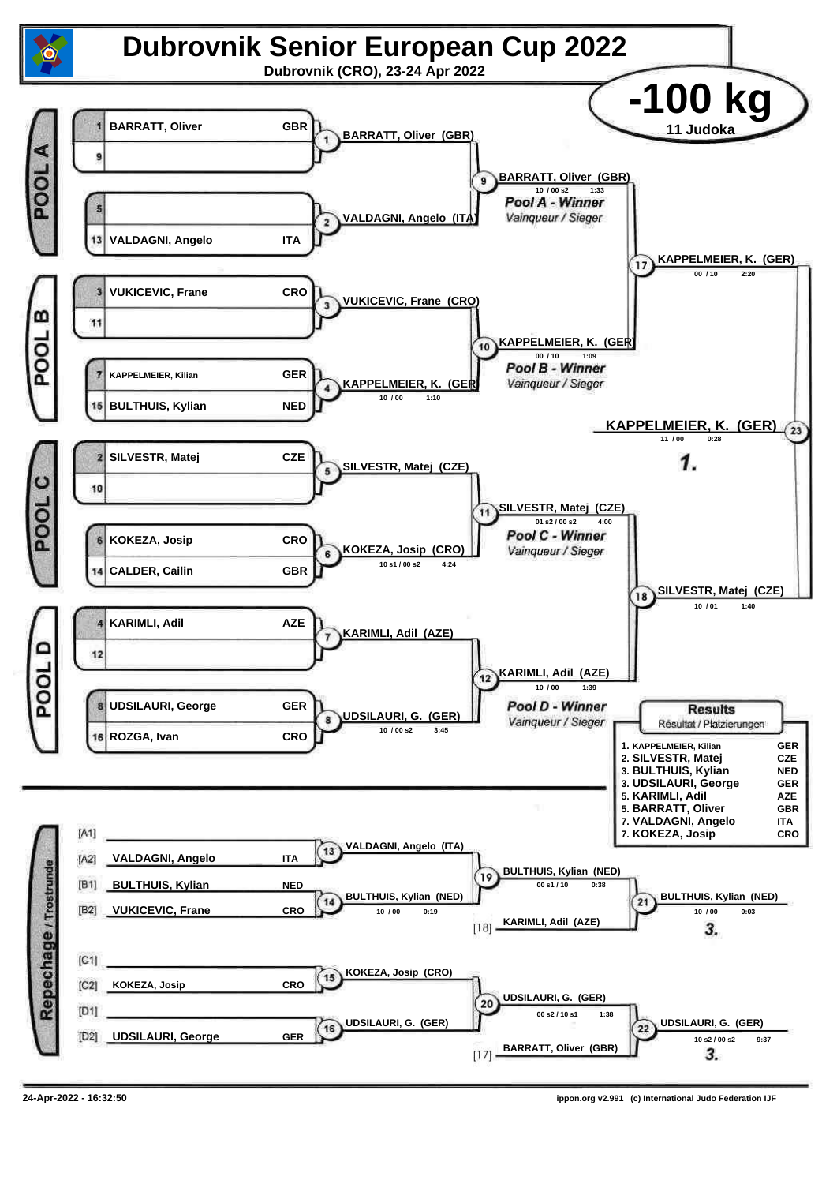# Dubrovnik Senior European Cup 2022

**Dubrovnik (CRO), 23-24 Apr 2022**

## -100 kg

11 Judoka

### POOL A

| Seed | Name | Country |
|---|---|---|
| 1 | BARRATT, Oliver | GBR |
| 9 | | |
| 5 | | |
| 13 | VALDAGNI, Angelo | ITA |

- Contest 1: BARRATT, Oliver (GBR)
- Contest 2: VALDAGNI, Angelo (ITA)
- Contest 9: BARRATT, Oliver (GBR) — 10 / 00 s2 — 1:33
  - *Pool A - Winner* / *Vainqueur / Sieger*

### POOL B

| Seed | Name | Country |
|---|---|---|
| 3 | VUKICEVIC, Frane | CRO |
| 11 | | |
| 7 | KAPPELMEIER, Kilian | GER |
| 15 | BULTHUIS, Kylian | NED |

- Contest 3: VUKICEVIC, Frane (CRO)
- Contest 4: KAPPELMEIER, K. (GER) — 10 / 00 — 1:10
- Contest 10: KAPPELMEIER, K. (GER) — 00 / 10 — 1:09
  - *Pool B - Winner* / *Vainqueur / Sieger*

### POOL C

| Seed | Name | Country |
|---|---|---|
| 2 | SILVESTR, Matej | CZE |
| 10 | | |
| 6 | KOKEZA, Josip | CRO |
| 14 | CALDER, Cailin | GBR |

- Contest 5: SILVESTR, Matej (CZE)
- Contest 6: KOKEZA, Josip (CRO) — 10 s1 / 00 s2 — 4:24
- Contest 11: SILVESTR, Matej (CZE) — 01 s2 / 00 s2 — 4:00
  - *Pool C - Winner* / *Vainqueur / Sieger*

### POOL D

| Seed | Name | Country |
|---|---|---|
| 4 | KARIMLI, Adil | AZE |
| 12 | | |
| 8 | UDSILAURI, George | GER |
| 16 | ROZGA, Ivan | CRO |

- Contest 7: KARIMLI, Adil (AZE)
- Contest 8: UDSILAURI, G. (GER) — 10 / 00 s2 — 3:45
- Contest 12: KARIMLI, Adil (AZE) — 10 / 00 — 1:39
  - *Pool D - Winner* / *Vainqueur / Sieger*

### Semi-finals and Final

- Contest 17: KAPPELMEIER, K. (GER) — 00 / 10 — 2:20
- Contest 18: SILVESTR, Matej (CZE) — 10 / 01 — 1:40
- Contest 23: **KAPPELMEIER, K. (GER)** — 11 / 00 — 0:28 — **1.**

### Repechage / Trostrunde

| Position | Name | Country |
|---|---|---|
| [A1] | | |
| [A2] | VALDAGNI, Angelo | ITA |
| [B1] | BULTHUIS, Kylian | NED |
| [B2] | VUKICEVIC, Frane | CRO |
| [C1] | | |
| [C2] | KOKEZA, Josip | CRO |
| [D1] | | |
| [D2] | UDSILAURI, George | GER |

- Contest 13: VALDAGNI, Angelo (ITA)
- Contest 14: BULTHUIS, Kylian (NED) — 10 / 00 — 0:19
- Contest 19: BULTHUIS, Kylian (NED) — 00 s1 / 10 — 0:38
- [18] KARIMLI, Adil (AZE)
- Contest 21: BULTHUIS, Kylian (NED) — 10 / 00 — 0:03 — **3.**
- Contest 15: KOKEZA, Josip (CRO)
- Contest 16: UDSILAURI, G. (GER)
- Contest 20: UDSILAURI, G. (GER) — 00 s2 / 10 s1 — 1:38
- [17] BARRATT, Oliver (GBR)
- Contest 22: UDSILAURI, G. (GER) — 10 s2 / 00 s2 — 9:37 — **3.**

### Results

Résultat / Platzierungen

| Place | Name | Country |
|---|---|---|
| 1. | KAPPELMEIER, Kilian | GER |
| 2. | SILVESTR, Matej | CZE |
| 3. | BULTHUIS, Kylian | NED |
| 3. | UDSILAURI, George | GER |
| 5. | KARIMLI, Adil | AZE |
| 5. | BARRATT, Oliver | GBR |
| 7. | VALDAGNI, Angelo | ITA |
| 7. | KOKEZA, Josip | CRO |

24-Apr-2022 - 16:32:50 — ippon.org v2.991 (c) International Judo Federation IJF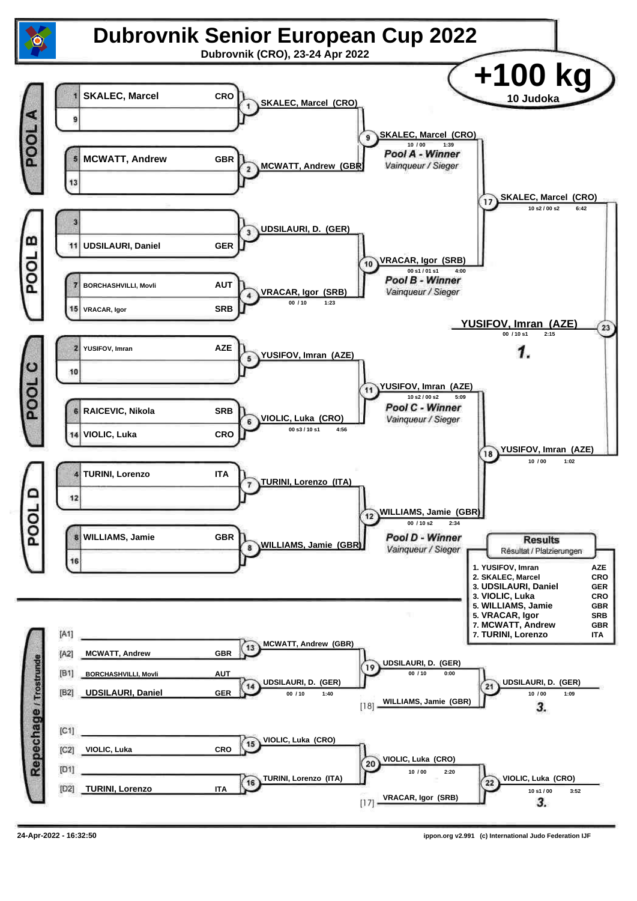# Dubrovnik Senior European Cup 2022

Dubrovnik (CRO), 23-24 Apr 2022

## +100 kg

10 Judoka

### POOL A

| No. | Name | Nation |
|---|---|---|
| 1 | SKALEC, Marcel | CRO |
| 9 | | |
| 5 | MCWATT, Andrew | GBR |
| 13 | | |

- Contest 1: SKALEC, Marcel (CRO)
- Contest 2: MCWATT, Andrew (GBR)
- Contest 9: SKALEC, Marcel (CRO) — 10 / 00 — 1:39

**Pool A - Winner** *Vainqueur / Sieger*

### POOL B

| No. | Name | Nation |
|---|---|---|
| 3 | | |
| 11 | UDSILAURI, Daniel | GER |
| 7 | BORCHASHVILLI, Movli | AUT |
| 15 | VRACAR, Igor | SRB |

- Contest 3: UDSILAURI, D. (GER)
- Contest 4: VRACAR, Igor (SRB) — 00 / 10 — 1:23
- Contest 10: VRACAR, Igor (SRB) — 00 s1 / 01 s1 — 4:00

**Pool B - Winner** *Vainqueur / Sieger*

### POOL C

| No. | Name | Nation |
|---|---|---|
| 2 | YUSIFOV, Imran | AZE |
| 10 | | |
| 6 | RAICEVIC, Nikola | SRB |
| 14 | VIOLIC, Luka | CRO |

- Contest 5: YUSIFOV, Imran (AZE)
- Contest 6: VIOLIC, Luka (CRO) — 00 s3 / 10 s1 — 4:56
- Contest 11: YUSIFOV, Imran (AZE) — 10 s2 / 00 s2 — 5:09

**Pool C - Winner** *Vainqueur / Sieger*

### POOL D

| No. | Name | Nation |
|---|---|---|
| 4 | TURINI, Lorenzo | ITA |
| 12 | | |
| 8 | WILLIAMS, Jamie | GBR |
| 16 | | |

- Contest 7: TURINI, Lorenzo (ITA)
- Contest 8: WILLIAMS, Jamie (GBR)
- Contest 12: WILLIAMS, Jamie (GBR) — 00 / 10 s2 — 2:34

**Pool D - Winner** *Vainqueur / Sieger*

### Semi-finals and Final

- Contest 17: SKALEC, Marcel (CRO) — 10 s2 / 00 s2 — 6:42
- Contest 18: YUSIFOV, Imran (AZE) — 10 / 00 — 1:02
- Contest 23 (Final): YUSIFOV, Imran (AZE) — 00 / 10 s1 — 2:15 — **1.**

### Repechage / Trostrunde

| Slot | Name | Nation |
|---|---|---|
| [A1] | | |
| [A2] | MCWATT, Andrew | GBR |
| [B1] | BORCHASHVILLI, Movli | AUT |
| [B2] | UDSILAURI, Daniel | GER |
| [C1] | | |
| [C2] | VIOLIC, Luka | CRO |
| [D1] | | |
| [D2] | TURINI, Lorenzo | ITA |

- Contest 13: MCWATT, Andrew (GBR)
- Contest 14: UDSILAURI, D. (GER) — 00 / 10 — 1:40
- Contest 19: UDSILAURI, D. (GER) — 00 / 10 — 0:00
- Contest 21: UDSILAURI, D. (GER) vs [18] WILLIAMS, Jamie (GBR) — 10 / 00 — 1:09 — **3.**
- Contest 15: VIOLIC, Luka (CRO)
- Contest 16: TURINI, Lorenzo (ITA)
- Contest 20: VIOLIC, Luka (CRO) — 10 / 00 — 2:20
- Contest 22: VIOLIC, Luka (CRO) vs [17] VRACAR, Igor (SRB) — 10 s1 / 00 — 3:52 — **3.**

### Results
*Résultat / Platzierungen*

| Place | Name | Nation |
|---|---|---|
| 1. | YUSIFOV, Imran | AZE |
| 2. | SKALEC, Marcel | CRO |
| 3. | UDSILAURI, Daniel | GER |
| 3. | VIOLIC, Luka | CRO |
| 5. | WILLIAMS, Jamie | GBR |
| 5. | VRACAR, Igor | SRB |
| 7. | MCWATT, Andrew | GBR |
| 7. | TURINI, Lorenzo | ITA |

24-Apr-2022 - 16:32:50 — ippon.org v2.991 (c) International Judo Federation IJF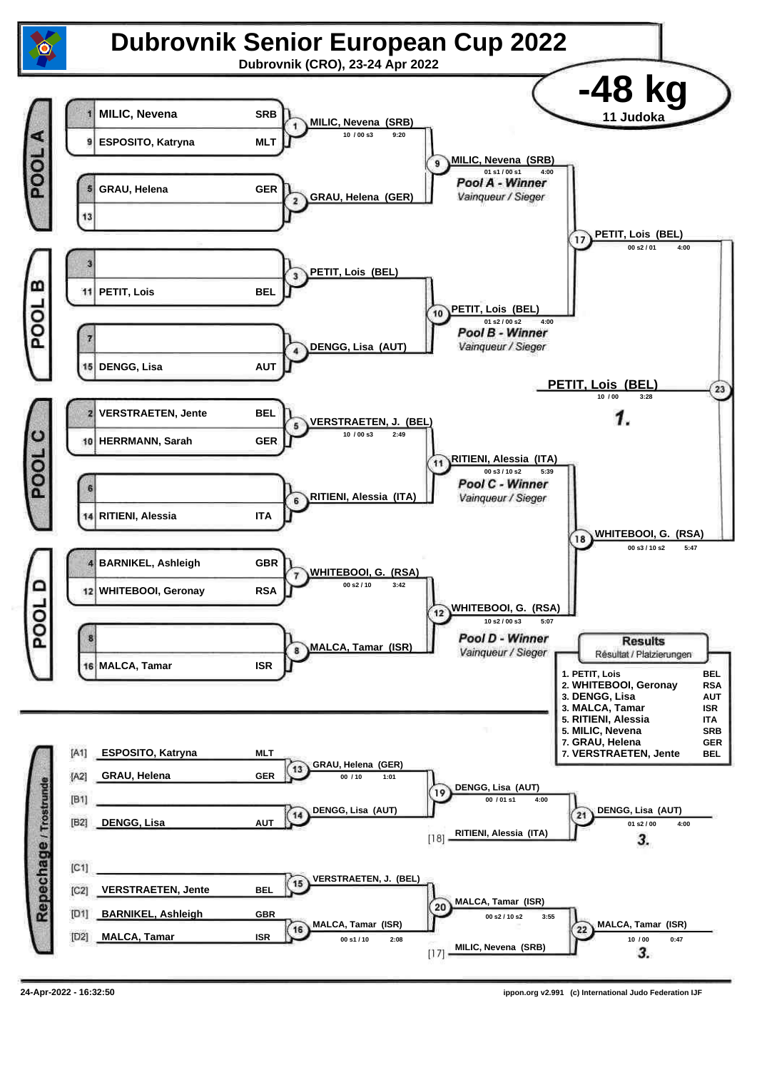# Dubrovnik Senior European Cup 2022

**Dubrovnik (CRO), 23-24 Apr 2022**

## -48 kg

11 Judoka

### POOL A

| Seed | Name | Country |
|---|---|---|
| 1 | MILIC, Nevena | SRB |
| 9 | ESPOSITO, Katryna | MLT |
| 5 | GRAU, Helena | GER |
| 13 | | |

- (1) MILIC, Nevena (SRB) — 10 / 00 s3 — 9:20
- (2) GRAU, Helena (GER)
- (9) MILIC, Nevena (SRB) — 01 s1 / 00 s1 — 4:00

*Pool A - Winner*
*Vainqueur / Sieger*

### POOL B

| Seed | Name | Country |
|---|---|---|
| 3 | | |
| 11 | PETIT, Lois | BEL |
| 7 | | |
| 15 | DENGG, Lisa | AUT |

- (3) PETIT, Lois (BEL)
- (4) DENGG, Lisa (AUT)
- (10) PETIT, Lois (BEL) — 01 s2 / 00 s2 — 4:00

*Pool B - Winner*
*Vainqueur / Sieger*

### POOL C

| Seed | Name | Country |
|---|---|---|
| 2 | VERSTRAETEN, Jente | BEL |
| 10 | HERRMANN, Sarah | GER |
| 6 | | |
| 14 | RITIENI, Alessia | ITA |

- (5) VERSTRAETEN, J. (BEL) — 10 / 00 s3 — 2:49
- (6) RITIENI, Alessia (ITA)
- (11) RITIENI, Alessia (ITA) — 00 s3 / 10 s2 — 5:39

*Pool C - Winner*
*Vainqueur / Sieger*

### POOL D

| Seed | Name | Country |
|---|---|---|
| 4 | BARNIKEL, Ashleigh | GBR |
| 12 | WHITEBOOI, Geronay | RSA |
| 8 | | |
| 16 | MALCA, Tamar | ISR |

- (7) WHITEBOOI, G. (RSA) — 00 s2 / 10 — 3:42
- (8) MALCA, Tamar (ISR)
- (12) WHITEBOOI, G. (RSA) — 10 s2 / 00 s3 — 5:07

*Pool D - Winner*
*Vainqueur / Sieger*

### Semi-finals and Final

- (17) PETIT, Lois (BEL) — 00 s2 / 01 — 4:00
- (18) WHITEBOOI, G. (RSA) — 00 s3 / 10 s2 — 5:47
- (23) PETIT, Lois (BEL) — 10 / 00 — 3:28 — **1.**

### Repechage / Trostrunde

| Pos | Name | Country |
|---|---|---|
| [A1] | ESPOSITO, Katryna | MLT |
| [A2] | GRAU, Helena | GER |
| [B1] | | |
| [B2] | DENGG, Lisa | AUT |
| [C1] | | |
| [C2] | VERSTRAETEN, Jente | BEL |
| [D1] | BARNIKEL, Ashleigh | GBR |
| [D2] | MALCA, Tamar | ISR |

- (13) GRAU, Helena (GER) — 00 / 10 — 1:01
- (14) DENGG, Lisa (AUT)
- (19) DENGG, Lisa (AUT) — 00 / 01 s1 — 4:00
- [18] RITIENI, Alessia (ITA)
- (21) DENGG, Lisa (AUT) — 01 s2 / 00 — 4:00 — **3.**
- (15) VERSTRAETEN, J. (BEL)
- (16) MALCA, Tamar (ISR) — 00 s1 / 10 — 2:08
- (20) MALCA, Tamar (ISR) — 00 s2 / 10 s2 — 3:55
- [17] MILIC, Nevena (SRB)
- (22) MALCA, Tamar (ISR) — 10 / 00 — 0:47 — **3.**

### Results
Résultat / Platzierungen

| Place | Name | Country |
|---|---|---|
| 1. | PETIT, Lois | BEL |
| 2. | WHITEBOOI, Geronay | RSA |
| 3. | DENGG, Lisa | AUT |
| 3. | MALCA, Tamar | ISR |
| 5. | RITIENI, Alessia | ITA |
| 5. | MILIC, Nevena | SRB |
| 7. | GRAU, Helena | GER |
| 7. | VERSTRAETEN, Jente | BEL |

24-Apr-2022 - 16:32:50

ippon.org v2.991 (c) International Judo Federation IJF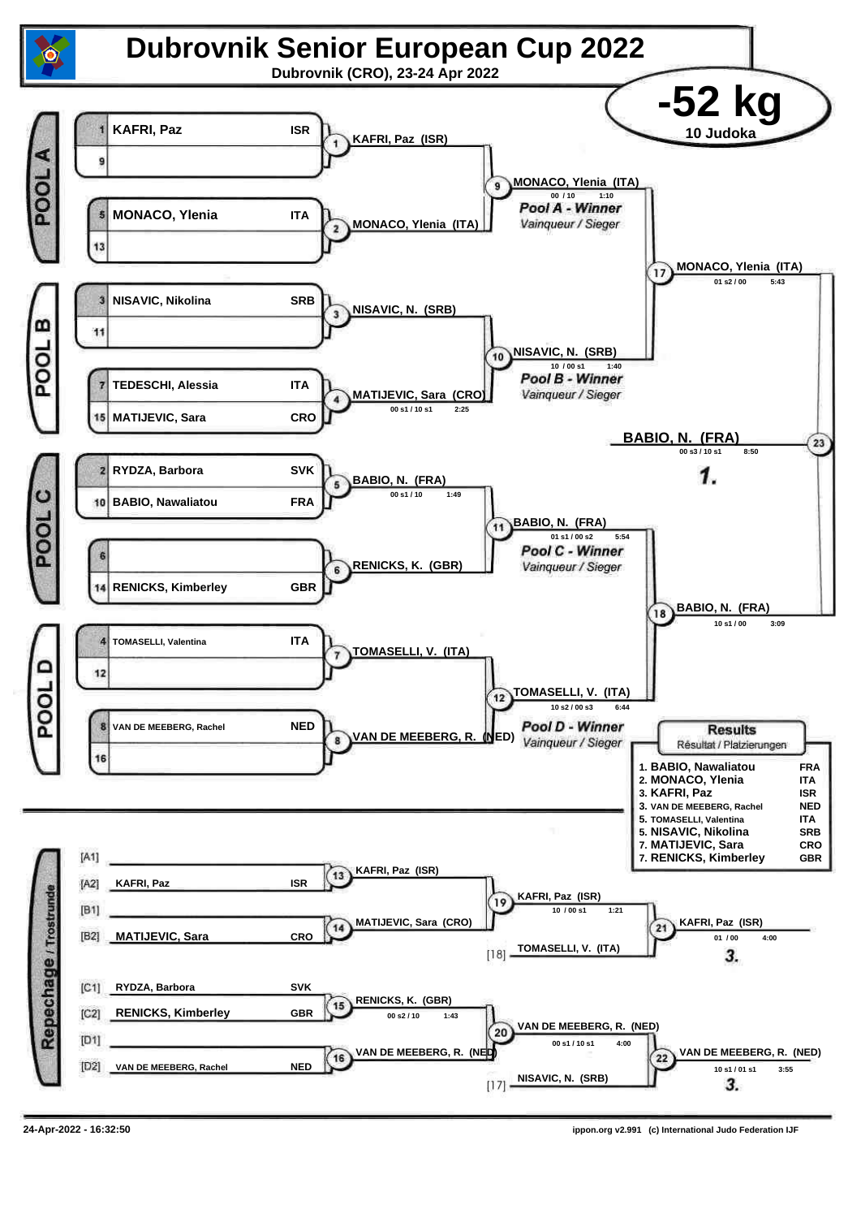# Dubrovnik Senior European Cup 2022

Dubrovnik (CRO), 23-24 Apr 2022

## -52 kg

10 Judoka

### POOL A

| Seed | Name | Country |
|---|---|---|
| 1 | KAFRI, Paz | ISR |
| 9 | | |
| 5 | MONACO, Ylenia | ITA |
| 13 | | |

- Contest 1: KAFRI, Paz (ISR)
- Contest 2: MONACO, Ylenia (ITA)
- Contest 9: MONACO, Ylenia (ITA) — 00 / 10 — 1:10

*Pool A - Winner*
*Vainqueur / Sieger*

### POOL B

| Seed | Name | Country |
|---|---|---|
| 3 | NISAVIC, Nikolina | SRB |
| 11 | | |
| 7 | TEDESCHI, Alessia | ITA |
| 15 | MATIJEVIC, Sara | CRO |

- Contest 3: NISAVIC, N. (SRB)
- Contest 4: MATIJEVIC, Sara (CRO) — 00 s1 / 10 s1 — 2:25
- Contest 10: NISAVIC, N. (SRB) — 10 / 00 s1 — 1:40

*Pool B - Winner*
*Vainqueur / Sieger*

- Contest 17: MONACO, Ylenia (ITA) — 01 s2 / 00 — 5:43

### POOL C

| Seed | Name | Country |
|---|---|---|
| 2 | RYDZA, Barbora | SVK |
| 10 | BABIO, Nawaliatou | FRA |
| 6 | | |
| 14 | RENICKS, Kimberley | GBR |

- Contest 5: BABIO, N. (FRA) — 00 s1 / 10 — 1:49
- Contest 6: RENICKS, K. (GBR)
- Contest 11: BABIO, N. (FRA) — 01 s1 / 00 s2 — 5:54

*Pool C - Winner*
*Vainqueur / Sieger*

### POOL D

| Seed | Name | Country |
|---|---|---|
| 4 | TOMASELLI, Valentina | ITA |
| 12 | | |
| 8 | VAN DE MEEBERG, Rachel | NED |
| 16 | | |

- Contest 7: TOMASELLI, V. (ITA)
- Contest 8: VAN DE MEEBERG, R. (NED)
- Contest 12: TOMASELLI, V. (ITA) — 10 s2 / 00 s3 — 6:44

*Pool D - Winner*
*Vainqueur / Sieger*

- Contest 18: BABIO, N. (FRA) — 10 s1 / 00 — 3:09

### Final

- Contest 23: BABIO, N. (FRA) — 00 s3 / 10 s1 — 8:50 — **1.**

### Repechage / Trostrunde

| Slot | Name | Country |
|---|---|---|
| [A1] | | |
| [A2] | KAFRI, Paz | ISR |
| [B1] | | |
| [B2] | MATIJEVIC, Sara | CRO |
| [C1] | RYDZA, Barbora | SVK |
| [C2] | RENICKS, Kimberley | GBR |
| [D1] | | |
| [D2] | VAN DE MEEBERG, Rachel | NED |

- Contest 13: KAFRI, Paz (ISR)
- Contest 14: MATIJEVIC, Sara (CRO)
- Contest 19: KAFRI, Paz (ISR) — 10 / 00 s1 — 1:21
- [18] TOMASELLI, V. (ITA)
- Contest 21: KAFRI, Paz (ISR) — 01 / 00 — 4:00 — **3.**
- Contest 15: RENICKS, K. (GBR) — 00 s2 / 10 — 1:43
- Contest 16: VAN DE MEEBERG, R. (NED)
- Contest 20: VAN DE MEEBERG, R. (NED) — 00 s1 / 10 s1 — 4:00
- [17] NISAVIC, N. (SRB)
- Contest 22: VAN DE MEEBERG, R. (NED) — 10 s1 / 01 s1 — 3:55 — **3.**

### Results

Résultat / Platzierungen

| Place | Name | Country |
|---|---|---|
| 1. | BABIO, Nawaliatou | FRA |
| 2. | MONACO, Ylenia | ITA |
| 3. | KAFRI, Paz | ISR |
| 3. | VAN DE MEEBERG, Rachel | NED |
| 5. | TOMASELLI, Valentina | ITA |
| 5. | NISAVIC, Nikolina | SRB |
| 7. | MATIJEVIC, Sara | CRO |
| 7. | RENICKS, Kimberley | GBR |

24-Apr-2022 - 16:32:50 ippon.org v2.991 (c) International Judo Federation IJF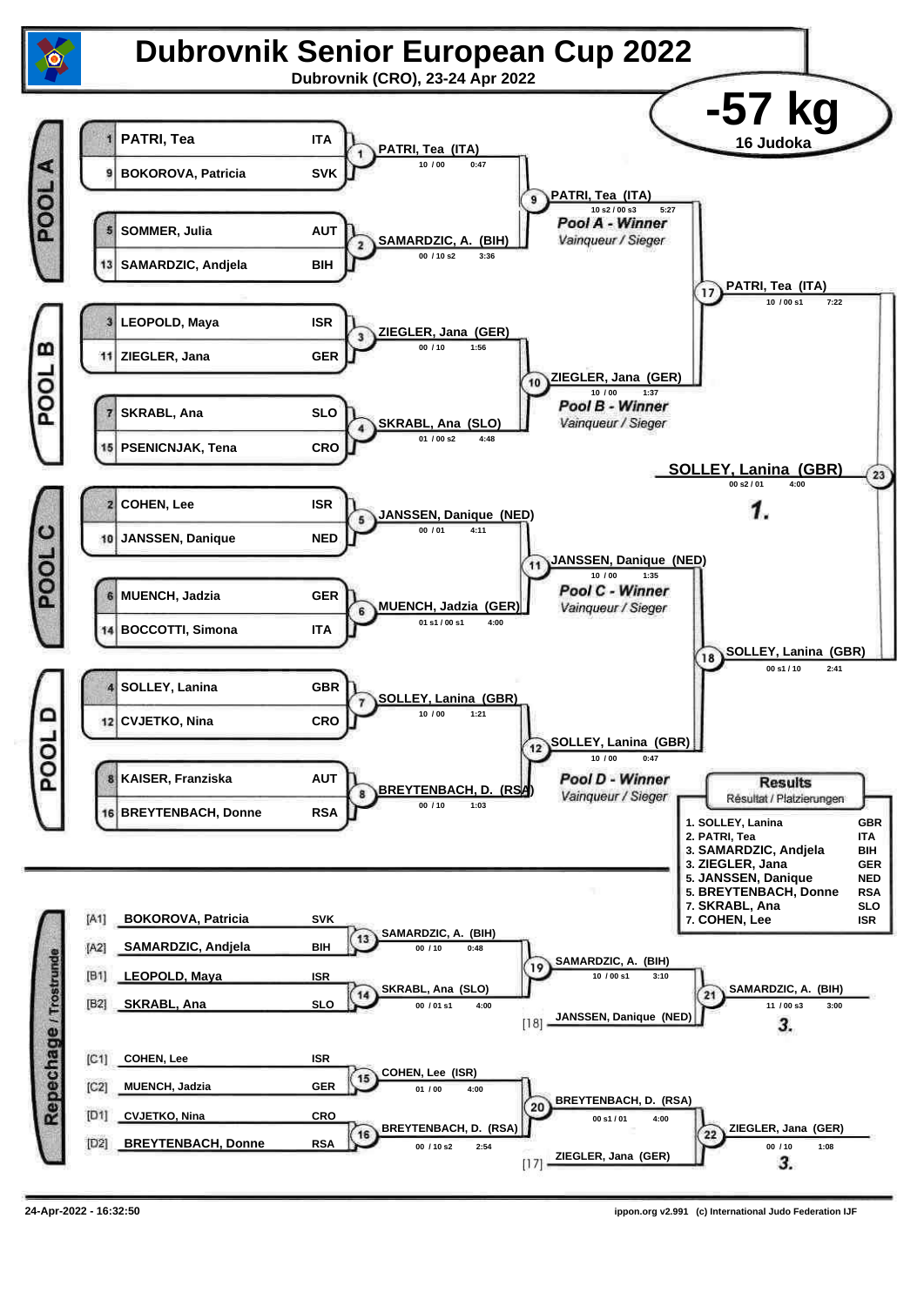# Dubrovnik Senior European Cup 2022

**Dubrovnik (CRO), 23-24 Apr 2022**

## -57 kg

16 Judoka

### POOL A

| Seed | Name | Nation |
|---|---|---|
| 1 | PATRI, Tea | ITA |
| 9 | BOKOROVA, Patricia | SVK |
| 5 | SOMMER, Julia | AUT |
| 13 | SAMARDZIC, Andjela | BIH |

- Contest 1: PATRI, Tea (ITA) — 10 / 00 — 0:47
- Contest 2: SAMARDZIC, A. (BIH) — 00 / 10 s2 — 3:36
- Contest 9: PATRI, Tea (ITA) — 10 s2 / 00 s3 — 5:27

*Pool A - Winner*
*Vainqueur / Sieger*

### POOL B

| Seed | Name | Nation |
|---|---|---|
| 3 | LEOPOLD, Maya | ISR |
| 11 | ZIEGLER, Jana | GER |
| 7 | SKRABL, Ana | SLO |
| 15 | PSENICNJAK, Tena | CRO |

- Contest 3: ZIEGLER, Jana (GER) — 00 / 10 — 1:56
- Contest 4: SKRABL, Ana (SLO) — 01 / 00 s2 — 4:48
- Contest 10: ZIEGLER, Jana (GER) — 10 / 00 — 1:37

*Pool B - Winner*
*Vainqueur / Sieger*

- Contest 17: PATRI, Tea (ITA) — 10 / 00 s1 — 7:22

### POOL C

| Seed | Name | Nation |
|---|---|---|
| 2 | COHEN, Lee | ISR |
| 10 | JANSSEN, Danique | NED |
| 6 | MUENCH, Jadzia | GER |
| 14 | BOCCOTTI, Simona | ITA |

- Contest 5: JANSSEN, Danique (NED) — 00 / 01 — 4:11
- Contest 6: MUENCH, Jadzia (GER) — 01 s1 / 00 s1 — 4:00
- Contest 11: JANSSEN, Danique (NED) — 10 / 00 — 1:35

*Pool C - Winner*
*Vainqueur / Sieger*

### POOL D

| Seed | Name | Nation |
|---|---|---|
| 4 | SOLLEY, Lanina | GBR |
| 12 | CVJETKO, Nina | CRO |
| 8 | KAISER, Franziska | AUT |
| 16 | BREYTENBACH, Donne | RSA |

- Contest 7: SOLLEY, Lanina (GBR) — 10 / 00 — 1:21
- Contest 8: BREYTENBACH, D. (RSA) — 00 / 10 — 1:03
- Contest 12: SOLLEY, Lanina (GBR) — 10 / 00 — 0:47

*Pool D - Winner*
*Vainqueur / Sieger*

- Contest 18: SOLLEY, Lanina (GBR) — 00 s1 / 10 — 2:41

### Final

- Contest 23: SOLLEY, Lanina (GBR) — 00 s2 / 01 — 4:00 — **1.**

### Repechage / Trostrunde

| Pos | Name | Nation |
|---|---|---|
| [A1] | BOKOROVA, Patricia | SVK |
| [A2] | SAMARDZIC, Andjela | BIH |
| [B1] | LEOPOLD, Maya | ISR |
| [B2] | SKRABL, Ana | SLO |
| [C1] | COHEN, Lee | ISR |
| [C2] | MUENCH, Jadzia | GER |
| [D1] | CVJETKO, Nina | CRO |
| [D2] | BREYTENBACH, Donne | RSA |

- Contest 13: SAMARDZIC, A. (BIH) — 00 / 10 — 0:48
- Contest 14: SKRABL, Ana (SLO) — 00 / 01 s1 — 4:00
- Contest 19: SAMARDZIC, A. (BIH) — 10 / 00 s1 — 3:10
- Contest 21: SAMARDZIC, A. (BIH) vs [18] JANSSEN, Danique (NED) — 11 / 00 s3 — 3:00 — **3.**
- Contest 15: COHEN, Lee (ISR) — 01 / 00 — 4:00
- Contest 16: BREYTENBACH, D. (RSA) — 00 / 10 s2 — 2:54
- Contest 20: BREYTENBACH, D. (RSA) — 00 s1 / 01 — 4:00
- Contest 22: ZIEGLER, Jana (GER) vs [17] ZIEGLER, Jana (GER) — 00 / 10 — 1:08 — **3.**

### Results
Résultat / Platzierungen

| Place | Name | Nation |
|---|---|---|
| 1. | SOLLEY, Lanina | GBR |
| 2. | PATRI, Tea | ITA |
| 3. | SAMARDZIC, Andjela | BIH |
| 3. | ZIEGLER, Jana | GER |
| 5. | JANSSEN, Danique | NED |
| 5. | BREYTENBACH, Donne | RSA |
| 7. | SKRABL, Ana | SLO |
| 7. | COHEN, Lee | ISR |

24-Apr-2022 - 16:32:50

ippon.org v2.991 (c) International Judo Federation IJF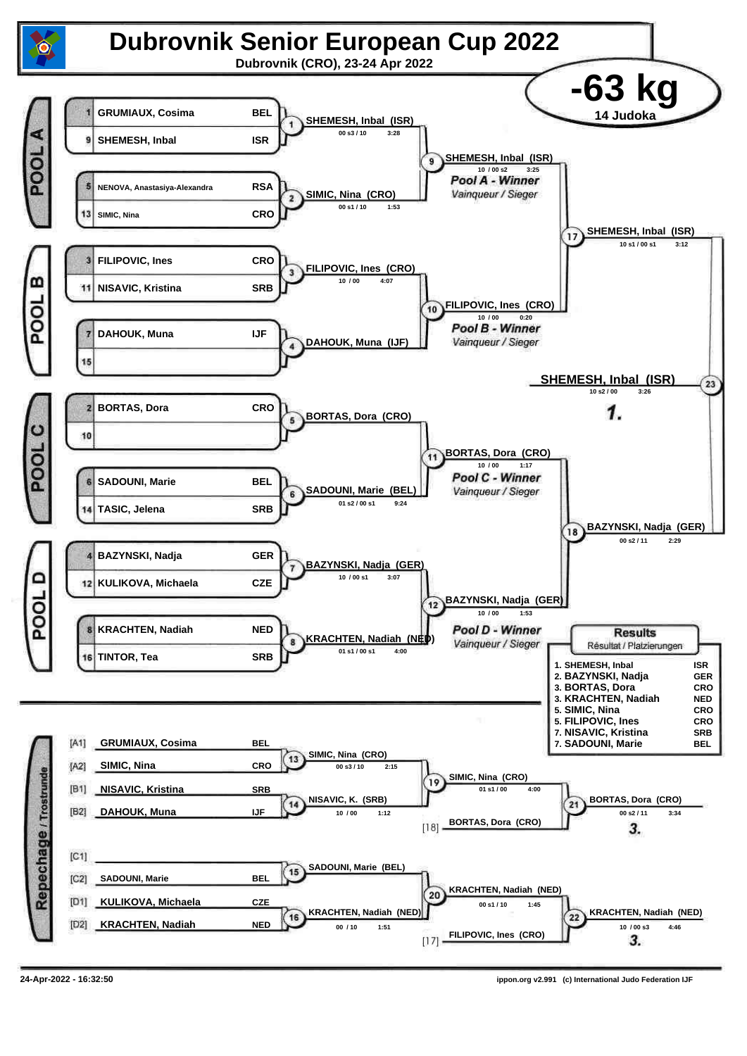# Dubrovnik Senior European Cup 2022

**Dubrovnik (CRO), 23-24 Apr 2022**

## -63 kg

14 Judoka

### POOL A

| # | Name | Nation |
|---|---|---|
| 1 | GRUMIAUX, Cosima | BEL |
| 9 | SHEMESH, Inbal | ISR |
| 5 | NENOVA, Anastasiya-Alexandra | RSA |
| 13 | SIMIC, Nina | CRO |

- Contest 1: SHEMESH, Inbal (ISR) — 00 s3 / 10 — 3:28
- Contest 2: SIMIC, Nina (CRO) — 00 s1 / 10 — 1:53
- Contest 9: SHEMESH, Inbal (ISR) — 10 / 00 s2 — 3:25 — *Pool A - Winner* / *Vainqueur / Sieger*

### POOL B

| # | Name | Nation |
|---|---|---|
| 3 | FILIPOVIC, Ines | CRO |
| 11 | NISAVIC, Kristina | SRB |
| 7 | DAHOUK, Muna | IJF |
| 15 | | |

- Contest 3: FILIPOVIC, Ines (CRO) — 10 / 00 — 4:07
- Contest 4: DAHOUK, Muna (IJF)
- Contest 10: FILIPOVIC, Ines (CRO) — 10 / 00 — 0:20 — *Pool B - Winner* / *Vainqueur / Sieger*

### POOL C

| # | Name | Nation |
|---|---|---|
| 2 | BORTAS, Dora | CRO |
| 10 | | |
| 6 | SADOUNI, Marie | BEL |
| 14 | TASIC, Jelena | SRB |

- Contest 5: BORTAS, Dora (CRO)
- Contest 6: SADOUNI, Marie (BEL) — 01 s2 / 00 s1 — 9:24
- Contest 11: BORTAS, Dora (CRO) — 10 / 00 — 1:17 — *Pool C - Winner* / *Vainqueur / Sieger*

### POOL D

| # | Name | Nation |
|---|---|---|
| 4 | BAZYNSKI, Nadja | GER |
| 12 | KULIKOVA, Michaela | CZE |
| 8 | KRACHTEN, Nadiah | NED |
| 16 | TINTOR, Tea | SRB |

- Contest 7: BAZYNSKI, Nadja (GER) — 10 / 00 s1 — 3:07
- Contest 8: KRACHTEN, Nadiah (NED) — 01 s1 / 00 s1 — 4:00
- Contest 12: BAZYNSKI, Nadja (GER) — 10 / 00 — 1:53 — *Pool D - Winner* / *Vainqueur / Sieger*

### Semi-finals

- Contest 17: SHEMESH, Inbal (ISR) — 10 s1 / 00 s1 — 3:12
- Contest 18: BAZYNSKI, Nadja (GER) — 00 s2 / 11 — 2:29

### Final

- Contest 23: **SHEMESH, Inbal (ISR)** — 10 s2 / 00 — 3:26 — **1.**

### Repechage / Trostrunde

| Pos | Name | Nation |
|---|---|---|
| [A1] | GRUMIAUX, Cosima | BEL |
| [A2] | SIMIC, Nina | CRO |
| [B1] | NISAVIC, Kristina | SRB |
| [B2] | DAHOUK, Muna | IJF |
| [C1] | | |
| [C2] | SADOUNI, Marie | BEL |
| [D1] | KULIKOVA, Michaela | CZE |
| [D2] | KRACHTEN, Nadiah | NED |

- Contest 13: SIMIC, Nina (CRO) — 00 s3 / 10 — 2:15
- Contest 14: NISAVIC, K. (SRB) — 10 / 00 — 1:12
- Contest 19: SIMIC, Nina (CRO) — 01 s1 / 00 — 4:00
- [18] BORTAS, Dora (CRO)
- Contest 21: BORTAS, Dora (CRO) — 00 s2 / 11 — 3:34 — **3.**
- Contest 15: SADOUNI, Marie (BEL)
- Contest 16: KRACHTEN, Nadiah (NED) — 00 / 10 — 1:51
- Contest 20: KRACHTEN, Nadiah (NED) — 00 s1 / 10 — 1:45
- [17] FILIPOVIC, Ines (CRO)
- Contest 22: KRACHTEN, Nadiah (NED) — 10 / 00 s3 — 4:46 — **3.**

### Results

Résultat / Platzierungen

| Place | Name | Nation |
|---|---|---|
| 1. | SHEMESH, Inbal | ISR |
| 2. | BAZYNSKI, Nadja | GER |
| 3. | BORTAS, Dora | CRO |
| 3. | KRACHTEN, Nadiah | NED |
| 5. | SIMIC, Nina | CRO |
| 5. | FILIPOVIC, Ines | CRO |
| 7. | NISAVIC, Kristina | SRB |
| 7. | SADOUNI, Marie | BEL |

24-Apr-2022 - 16:32:50 — ippon.org v2.991 (c) International Judo Federation IJF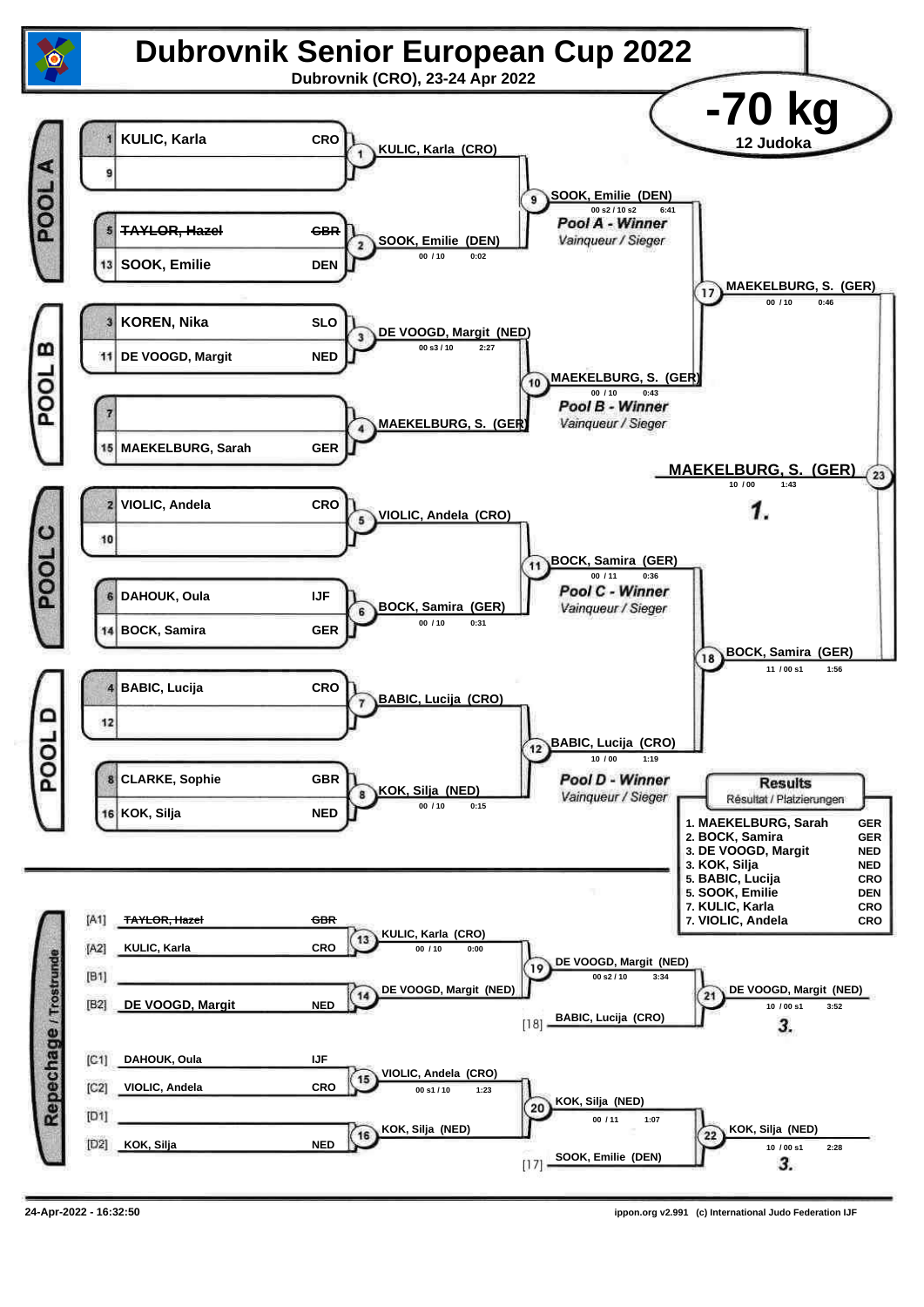# Dubrovnik Senior European Cup 2022

**Dubrovnik (CRO), 23-24 Apr 2022**

## -70 kg

12 Judoka

### POOL A

| Seed | Name | Country |
|---|---|---|
| 1 | KULIC, Karla | CRO |
| 9 | | |
| 5 | ~~TAYLOR, Hazel~~ | ~~GBR~~ |
| 13 | SOOK, Emilie | DEN |

- Contest 1: KULIC, Karla (CRO)
- Contest 2: SOOK, Emilie (DEN) — 00 / 10 — 0:02
- Contest 9: SOOK, Emilie (DEN) — 00 s2 / 10 s2 — 6:41

*Pool A - Winner*
*Vainqueur / Sieger*

### POOL B

| Seed | Name | Country |
|---|---|---|
| 3 | KOREN, Nika | SLO |
| 11 | DE VOOGD, Margit | NED |
| 7 | | |
| 15 | MAEKELBURG, Sarah | GER |

- Contest 3: DE VOOGD, Margit (NED) — 00 s3 / 10 — 2:27
- Contest 4: MAEKELBURG, S. (GER)
- Contest 10: MAEKELBURG, S. (GER) — 00 / 10 — 0:43

*Pool B - Winner*
*Vainqueur / Sieger*

- Contest 17: MAEKELBURG, S. (GER) — 00 / 10 — 0:46

### POOL C

| Seed | Name | Country |
|---|---|---|
| 2 | VIOLIC, Andela | CRO |
| 10 | | |
| 6 | DAHOUK, Oula | IJF |
| 14 | BOCK, Samira | GER |

- Contest 5: VIOLIC, Andela (CRO)
- Contest 6: BOCK, Samira (GER) — 00 / 10 — 0:31
- Contest 11: BOCK, Samira (GER) — 00 / 11 — 0:36

*Pool C - Winner*
*Vainqueur / Sieger*

### POOL D

| Seed | Name | Country |
|---|---|---|
| 4 | BABIC, Lucija | CRO |
| 12 | | |
| 8 | CLARKE, Sophie | GBR |
| 16 | KOK, Silja | NED |

- Contest 7: BABIC, Lucija (CRO)
- Contest 8: KOK, Silja (NED) — 00 / 10 — 0:15
- Contest 12: BABIC, Lucija (CRO) — 10 / 00 — 1:19

*Pool D - Winner*
*Vainqueur / Sieger*

- Contest 18: BOCK, Samira (GER) — 11 / 00 s1 — 1:56

### Final

- Contest 23: **MAEKELBURG, S. (GER)** — 10 / 00 — 1:43 — **1.**

### Repechage / Trostrunde

| | Name | Country |
|---|---|---|
| [A1] | ~~TAYLOR, Hazel~~ | ~~GBR~~ |
| [A2] | KULIC, Karla | CRO |
| [B1] | | |
| [B2] | DE VOOGD, Margit | NED |
| [C1] | DAHOUK, Oula | IJF |
| [C2] | VIOLIC, Andela | CRO |
| [D1] | | |
| [D2] | KOK, Silja | NED |

- Contest 13: KULIC, Karla (CRO) — 00 / 10 — 0:00
- Contest 14: DE VOOGD, Margit (NED)
- Contest 19: DE VOOGD, Margit (NED) — 00 s2 / 10 — 3:34
- [18] BABIC, Lucija (CRO)
- Contest 21: DE VOOGD, Margit (NED) — 10 / 00 s1 — 3:52 — **3.**
- Contest 15: VIOLIC, Andela (CRO) — 00 s1 / 10 — 1:23
- Contest 16: KOK, Silja (NED)
- Contest 20: KOK, Silja (NED) — 00 / 11 — 1:07
- [17] SOOK, Emilie (DEN)
- Contest 22: KOK, Silja (NED) — 10 / 00 s1 — 2:28 — **3.**

### Results
*Résultat / Platzierungen*

| Place | Name | Country |
|---|---|---|
| 1. | MAEKELBURG, Sarah | GER |
| 2. | BOCK, Samira | GER |
| 3. | DE VOOGD, Margit | NED |
| 3. | KOK, Silja | NED |
| 5. | BABIC, Lucija | CRO |
| 5. | SOOK, Emilie | DEN |
| 7. | KULIC, Karla | CRO |
| 7. | VIOLIC, Andela | CRO |

24-Apr-2022 - 16:32:50 — ippon.org v2.991 (c) International Judo Federation IJF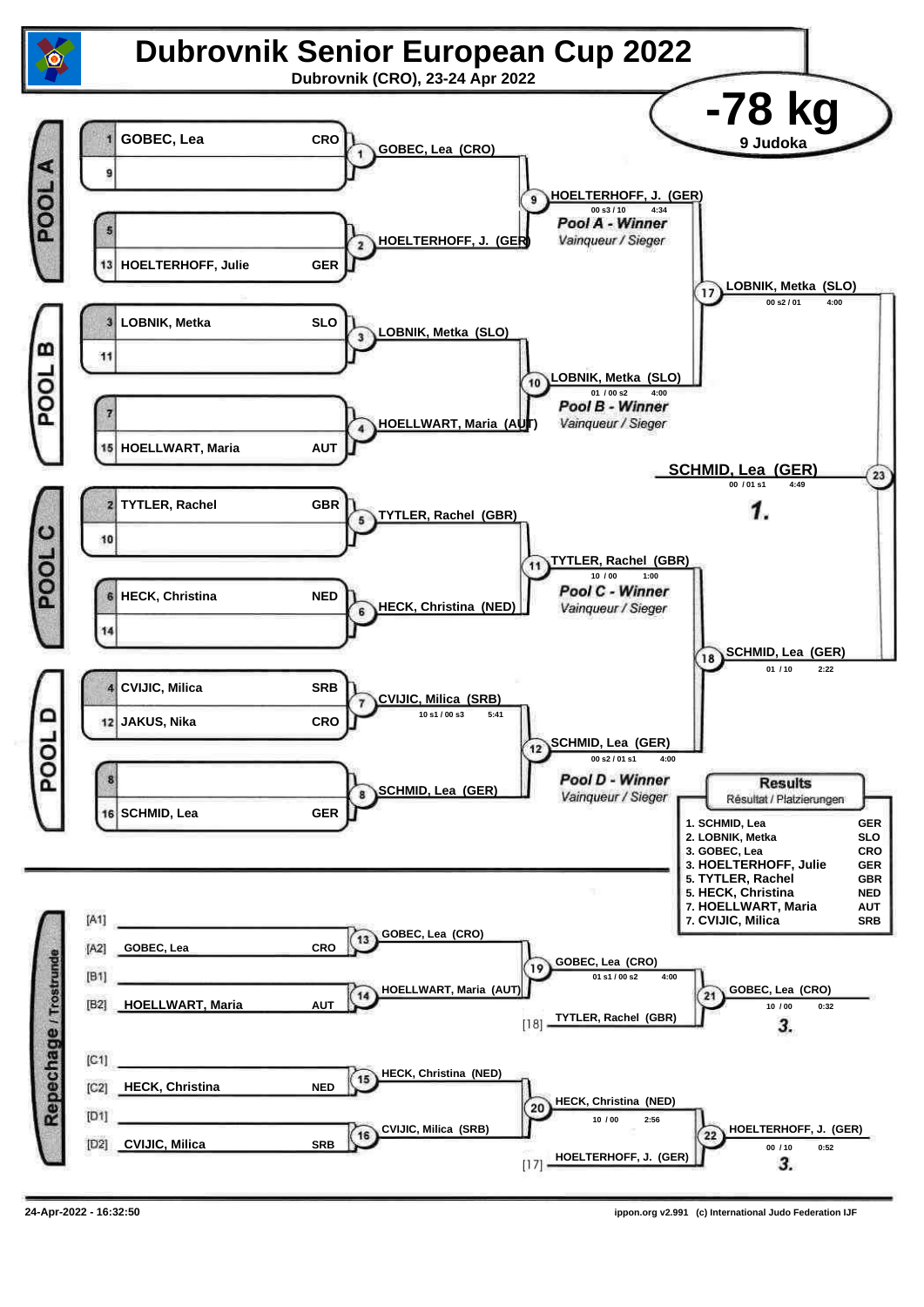# Dubrovnik Senior European Cup 2022

**Dubrovnik (CRO), 23-24 Apr 2022**

## -78 kg

**9 Judoka**

### POOL A

| # | Name | Nation |
|---|---|---|
| 1 | GOBEC, Lea | CRO |
| 9 | | |
| 5 | | |
| 13 | HOELTERHOFF, Julie | GER |

- (1) GOBEC, Lea (CRO)
- (2) HOELTERHOFF, J. (GER)
- (9) HOELTERHOFF, J. (GER) — 00 s3 / 10 — 4:34

*Pool A - Winner*
*Vainqueur / Sieger*

### POOL B

| # | Name | Nation |
|---|---|---|
| 3 | LOBNIK, Metka | SLO |
| 11 | | |
| 7 | | |
| 15 | HOELLWART, Maria | AUT |

- (3) LOBNIK, Metka (SLO)
- (4) HOELLWART, Maria (AUT)
- (10) LOBNIK, Metka (SLO) — 01 / 00 s2 — 4:00

*Pool B - Winner*
*Vainqueur / Sieger*

- (17) LOBNIK, Metka (SLO) — 00 s2 / 01 — 4:00

### POOL C

| # | Name | Nation |
|---|---|---|
| 2 | TYTLER, Rachel | GBR |
| 10 | | |
| 6 | HECK, Christina | NED |
| 14 | | |

- (5) TYTLER, Rachel (GBR)
- (6) HECK, Christina (NED)
- (11) TYTLER, Rachel (GBR) — 10 / 00 — 1:00

*Pool C - Winner*
*Vainqueur / Sieger*

### POOL D

| # | Name | Nation |
|---|---|---|
| 4 | CVIJIC, Milica | SRB |
| 12 | JAKUS, Nika | CRO |
| 8 | | |
| 16 | SCHMID, Lea | GER |

- (7) CVIJIC, Milica (SRB) — 10 s1 / 00 s3 — 5:41
- (8) SCHMID, Lea (GER)
- (12) SCHMID, Lea (GER) — 00 s2 / 01 s1 — 4:00

*Pool D - Winner*
*Vainqueur / Sieger*

- (18) SCHMID, Lea (GER) — 01 / 10 — 2:22

### Final

- (23) **SCHMID, Lea (GER)** — 00 / 01 s1 — 4:49 — **1.**

### Repechage / Trostrunde

| Seed | Name | Nation |
|---|---|---|
| [A1] | | |
| [A2] | GOBEC, Lea | CRO |
| [B1] | | |
| [B2] | HOELLWART, Maria | AUT |
| [C1] | | |
| [C2] | HECK, Christina | NED |
| [D1] | | |
| [D2] | CVIJIC, Milica | SRB |

- (13) GOBEC, Lea (CRO)
- (14) HOELLWART, Maria (AUT)
- (19) GOBEC, Lea (CRO) — 01 s1 / 00 s2 — 4:00
- [18] TYTLER, Rachel (GBR)
- (21) GOBEC, Lea (CRO) — 10 / 00 — 0:32 — **3.**
- (15) HECK, Christina (NED)
- (16) CVIJIC, Milica (SRB)
- (20) HECK, Christina (NED) — 10 / 00 — 2:56
- [17] HOELTERHOFF, J. (GER)
- (22) HOELTERHOFF, J. (GER) — 00 / 10 — 0:52 — **3.**

### Results
Résultat / Platzierungen

| Place | Name | Nation |
|---|---|---|
| 1. | SCHMID, Lea | GER |
| 2. | LOBNIK, Metka | SLO |
| 3. | GOBEC, Lea | CRO |
| 3. | HOELTERHOFF, Julie | GER |
| 5. | TYTLER, Rachel | GBR |
| 5. | HECK, Christina | NED |
| 7. | HOELLWART, Maria | AUT |
| 7. | CVIJIC, Milica | SRB |

24-Apr-2022 - 16:32:50

ippon.org v2.991 (c) International Judo Federation IJF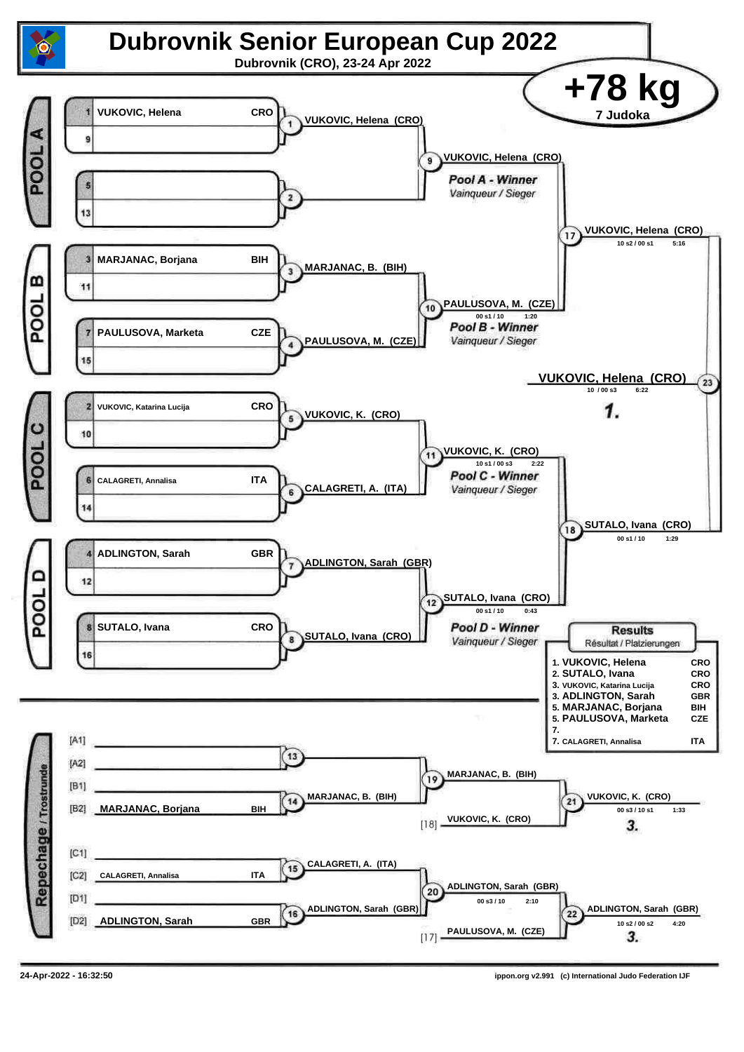# Dubrovnik Senior European Cup 2022

**Dubrovnik (CRO), 23-24 Apr 2022**

## +78 kg

**7 Judoka**

### POOL A

| Seed | Name | Country |
|---|---|---|
| 1 | VUKOVIC, Helena | CRO |
| 9 | | |
| 5 | | |
| 13 | | |

1. VUKOVIC, Helena (CRO)
2. —

9. VUKOVIC, Helena (CRO)

*Pool A - Winner*
*Vainqueur / Sieger*

### POOL B

| Seed | Name | Country |
|---|---|---|
| 3 | MARJANAC, Borjana | BIH |
| 11 | | |
| 7 | PAULUSOVA, Marketa | CZE |
| 15 | | |

3. MARJANAC, B. (BIH)
4. PAULUSOVA, M. (CZE)

10. PAULUSOVA, M. (CZE) — 00 s1 / 10 — 1:20

*Pool B - Winner*
*Vainqueur / Sieger*

17. VUKOVIC, Helena (CRO) — 10 s2 / 00 s1 — 5:16

### POOL C

| Seed | Name | Country |
|---|---|---|
| 2 | VUKOVIC, Katarina Lucija | CRO |
| 10 | | |
| 6 | CALAGRETI, Annalisa | ITA |
| 14 | | |

5. VUKOVIC, K. (CRO)
6. CALAGRETI, A. (ITA)

11. VUKOVIC, K. (CRO) — 10 s1 / 00 s3 — 2:22

*Pool C - Winner*
*Vainqueur / Sieger*

### POOL D

| Seed | Name | Country |
|---|---|---|
| 4 | ADLINGTON, Sarah | GBR |
| 12 | | |
| 8 | SUTALO, Ivana | CRO |
| 16 | | |

7. ADLINGTON, Sarah (GBR)
8. SUTALO, Ivana (CRO)

12. SUTALO, Ivana (CRO) — 00 s1 / 10 — 0:43

*Pool D - Winner*
*Vainqueur / Sieger*

18. SUTALO, Ivana (CRO) — 00 s1 / 10 — 1:29

### Final

23. VUKOVIC, Helena (CRO) — 10 / 00 s3 — 6:22

**1.**

### Repechage / Trostrunde

| Slot | Name | Country |
|---|---|---|
| [A1] | | |
| [A2] | | |
| [B1] | | |
| [B2] | MARJANAC, Borjana | BIH |
| [C1] | | |
| [C2] | CALAGRETI, Annalisa | ITA |
| [D1] | | |
| [D2] | ADLINGTON, Sarah | GBR |

13. —
14. MARJANAC, B. (BIH)
15. CALAGRETI, A. (ITA)
16. ADLINGTON, Sarah (GBR)

19. MARJANAC, B. (BIH)
[18] VUKOVIC, K. (CRO)

21. VUKOVIC, K. (CRO) — 00 s3 / 10 s1 — 1:33 — **3.**

20. ADLINGTON, Sarah (GBR) — 00 s3 / 10 — 2:10
[17] PAULUSOVA, M. (CZE)

22. ADLINGTON, Sarah (GBR) — 10 s2 / 00 s2 — 4:20 — **3.**

### Results
*Résultat / Platzierungen*

| Place | Name | Country |
|---|---|---|
| 1. | VUKOVIC, Helena | CRO |
| 2. | SUTALO, Ivana | CRO |
| 3. | VUKOVIC, Katarina Lucija | CRO |
| 3. | ADLINGTON, Sarah | GBR |
| 5. | MARJANAC, Borjana | BIH |
| 5. | PAULUSOVA, Marketa | CZE |
| 7. | | |
| 7. | CALAGRETI, Annalisa | ITA |

24-Apr-2022 - 16:32:50 — ippon.org v2.991 (c) International Judo Federation IJF